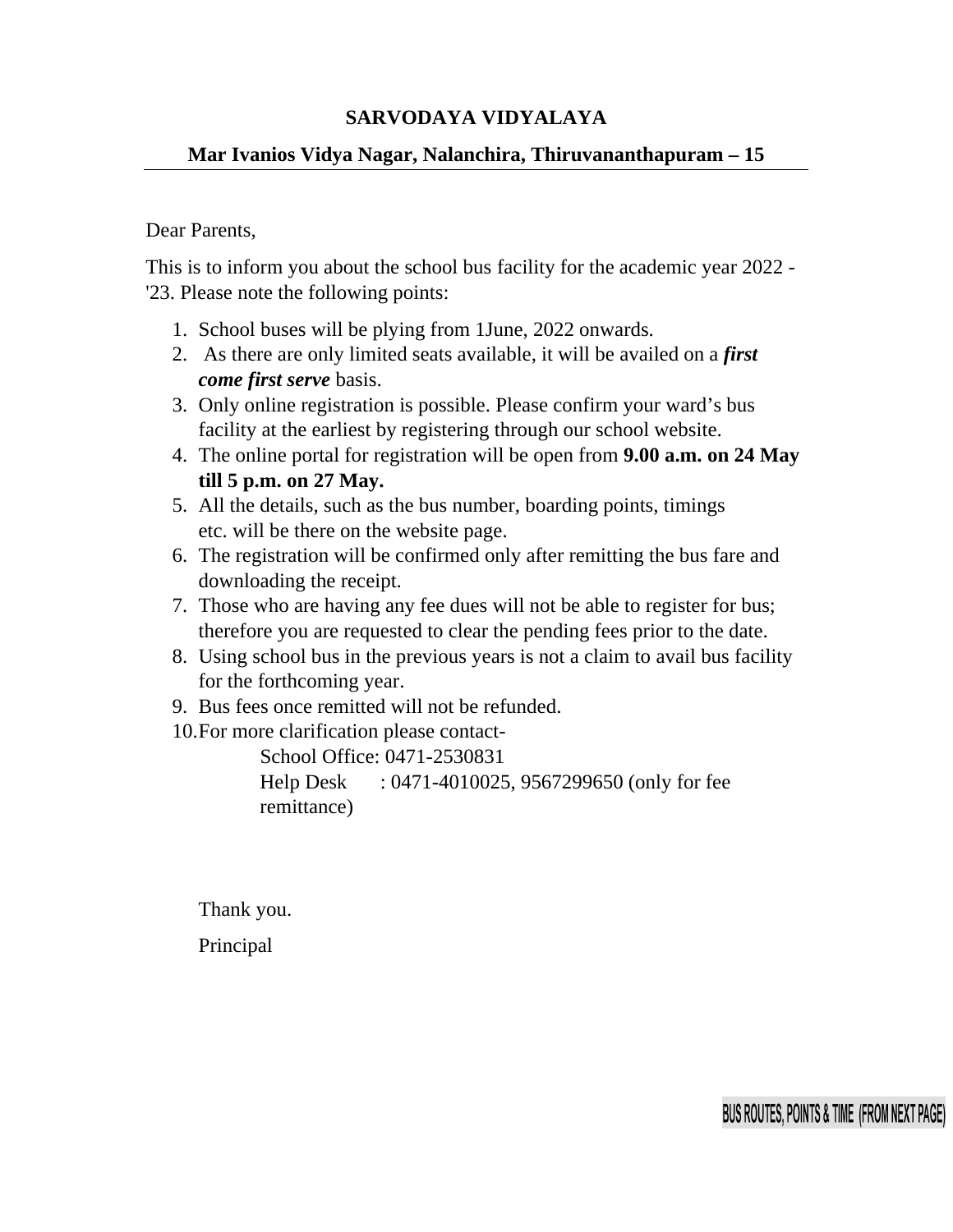# SARVODAYA VIDYALAYA

## Mar Ivanios Vidya Nagar, Nalanchira, Thiruvananthapuram – 15

Dear Parents,

This is to inform you about the school bus facility for the academic year 2022 - '23. Please note the following points:

1. School buses will be plying from 1June, 2022 onwards.
2. As there are only limited seats available, it will be availed on a ***first come first serve*** basis.
3. Only online registration is possible. Please confirm your ward's bus facility at the earliest by registering through our school website.
4. The online portal for registration will be open from **9.00 a.m. on 24 May till 5 p.m. on 27 May.**
5. All the details, such as the bus number, boarding points, timings etc. will be there on the website page.
6. The registration will be confirmed only after remitting the bus fare and downloading the receipt.
7. Those who are having any fee dues will not be able to register for bus; therefore you are requested to clear the pending fees prior to the date.
8. Using school bus in the previous years is not a claim to avail bus facility for the forthcoming year.
9. Bus fees once remitted will not be refunded.
10. For more clarification please contact-
    School Office: 0471-2530831
    Help Desk : 0471-4010025, 9567299650 (only for fee remittance)

Thank you.

Principal

**BUS ROUTES, POINTS & TIME (FROM NEXT PAGE)**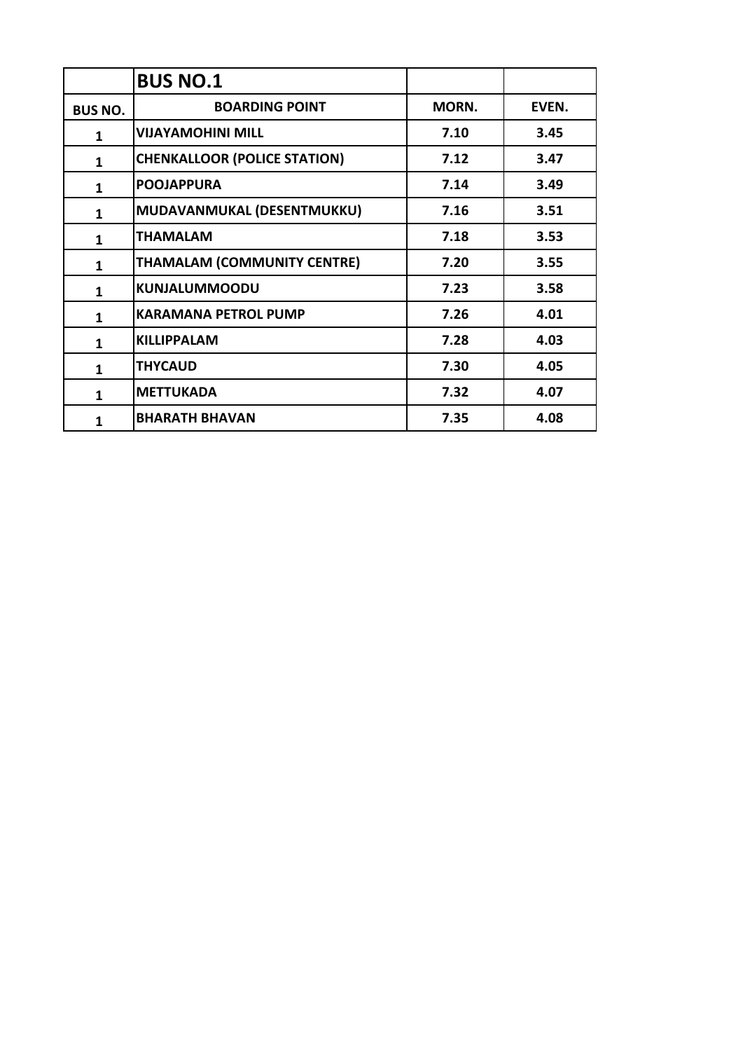| | **BUS NO.1** | | |
|---|---|---|---|
| **BUS NO.** | **BOARDING POINT** | **MORN.** | **EVEN.** |
| **1** | **VIJAYAMOHINI MILL** | **7.10** | **3.45** |
| **1** | **CHENKALLOOR (POLICE STATION)** | **7.12** | **3.47** |
| **1** | **POOJAPPURA** | **7.14** | **3.49** |
| **1** | **MUDAVANMUKAL (DESENTMUKKU)** | **7.16** | **3.51** |
| **1** | **THAMALAM** | **7.18** | **3.53** |
| **1** | **THAMALAM (COMMUNITY CENTRE)** | **7.20** | **3.55** |
| **1** | **KUNJALUMMOODU** | **7.23** | **3.58** |
| **1** | **KARAMANA PETROL PUMP** | **7.26** | **4.01** |
| **1** | **KILLIPPALAM** | **7.28** | **4.03** |
| **1** | **THYCAUD** | **7.30** | **4.05** |
| **1** | **METTUKADA** | **7.32** | **4.07** |
| **1** | **BHARATH BHAVAN** | **7.35** | **4.08** |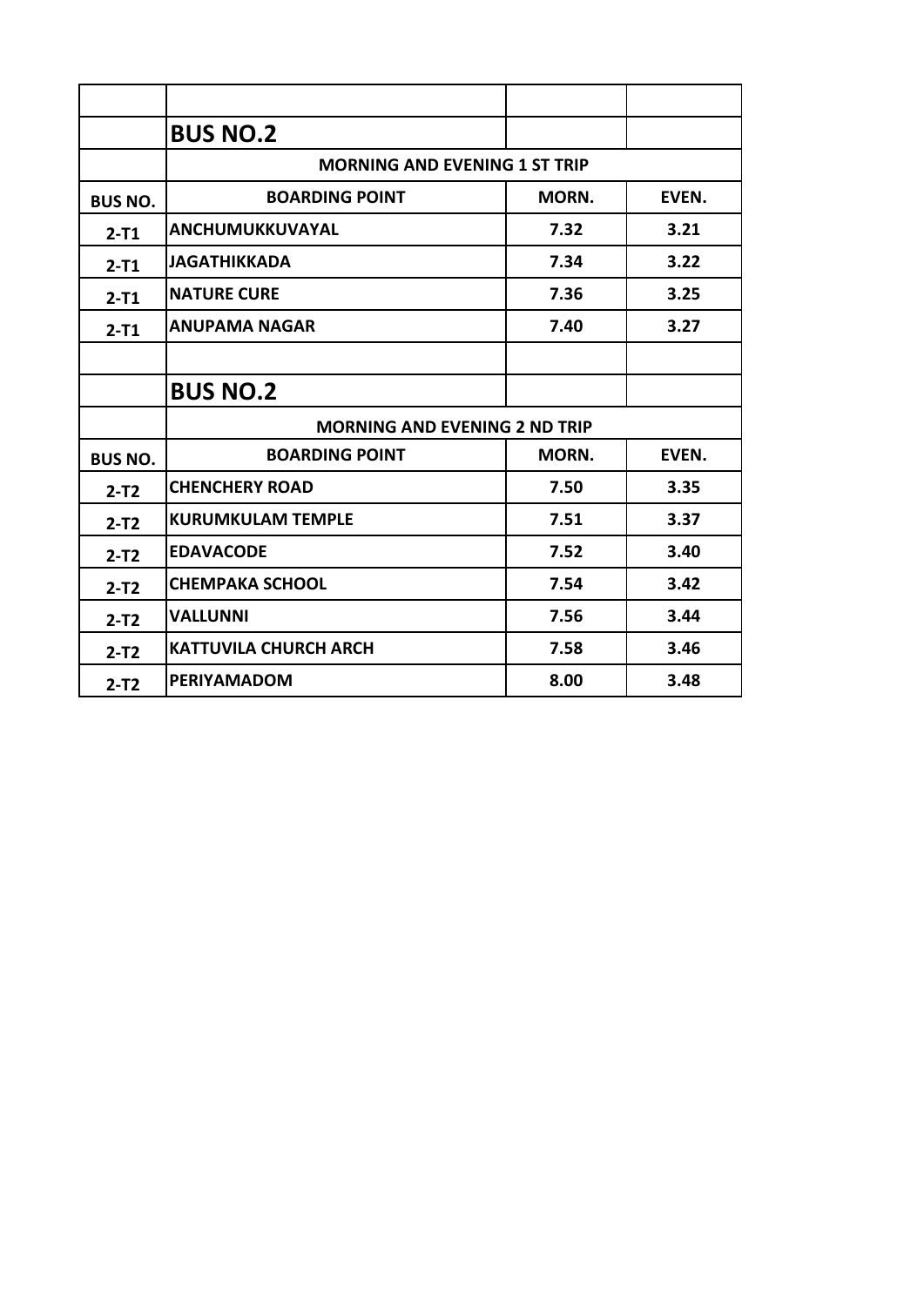| | | | |
|---|---|---|---|
| | **BUS NO.2** | | |
| | **MORNING AND EVENING 1 ST TRIP** | | |
| **BUS NO.** | **BOARDING POINT** | **MORN.** | **EVEN.** |
| **2-T1** | **ANCHUMUKKUVAYAL** | **7.32** | **3.21** |
| **2-T1** | **JAGATHIKKADA** | **7.34** | **3.22** |
| **2-T1** | **NATURE CURE** | **7.36** | **3.25** |
| **2-T1** | **ANUPAMA NAGAR** | **7.40** | **3.27** |
| | | | |
| | **BUS NO.2** | | |
| | **MORNING AND EVENING 2 ND TRIP** | | |
| **BUS NO.** | **BOARDING POINT** | **MORN.** | **EVEN.** |
| **2-T2** | **CHENCHERY ROAD** | **7.50** | **3.35** |
| **2-T2** | **KURUMKULAM TEMPLE** | **7.51** | **3.37** |
| **2-T2** | **EDAVACODE** | **7.52** | **3.40** |
| **2-T2** | **CHEMPAKA SCHOOL** | **7.54** | **3.42** |
| **2-T2** | **VALLUNNI** | **7.56** | **3.44** |
| **2-T2** | **KATTUVILA CHURCH ARCH** | **7.58** | **3.46** |
| **2-T2** | **PERIYAMADOM** | **8.00** | **3.48** |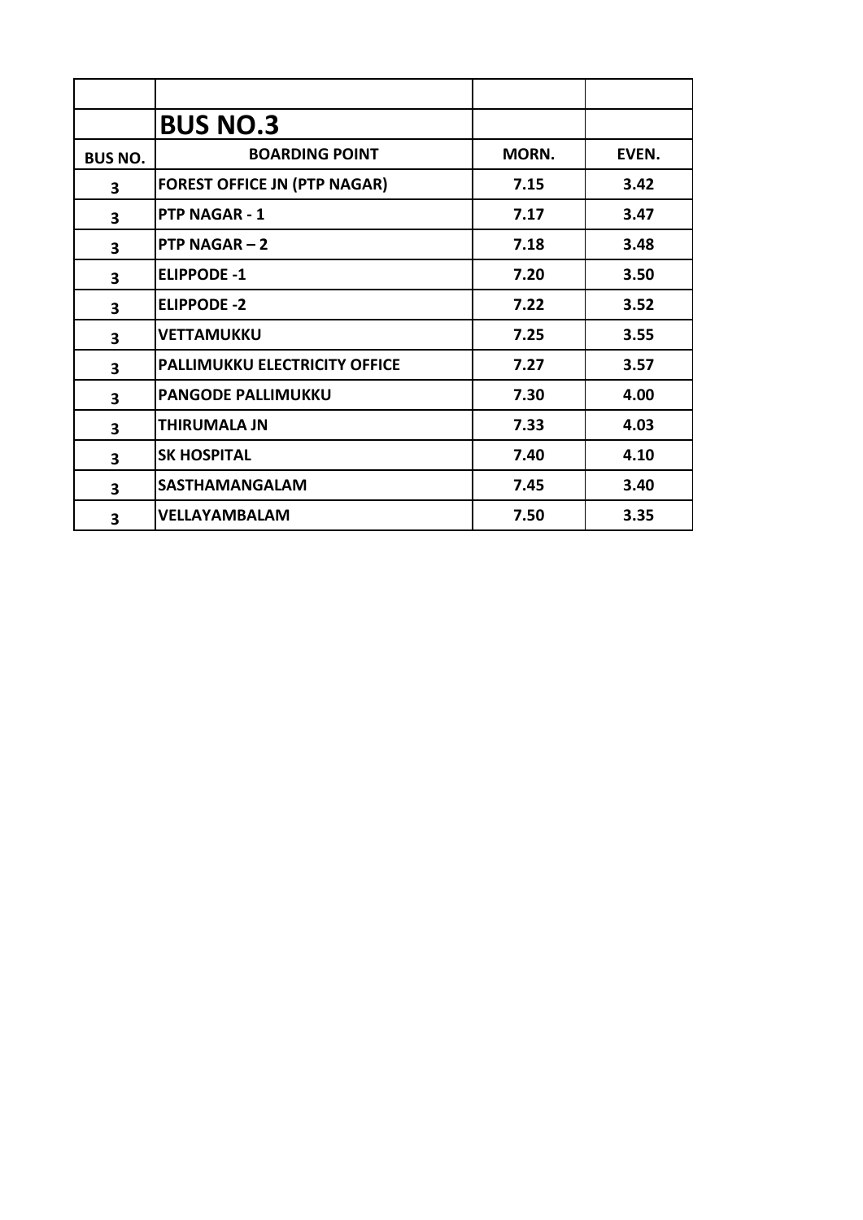| | | | |
|---|---|---|---|
| | **BUS NO.3** | | |
| **BUS NO.** | **BOARDING POINT** | **MORN.** | **EVEN.** |
| 3 | FOREST OFFICE JN (PTP NAGAR) | 7.15 | 3.42 |
| 3 | PTP NAGAR - 1 | 7.17 | 3.47 |
| 3 | PTP NAGAR – 2 | 7.18 | 3.48 |
| 3 | ELIPPODE -1 | 7.20 | 3.50 |
| 3 | ELIPPODE -2 | 7.22 | 3.52 |
| 3 | VETTAMUKKU | 7.25 | 3.55 |
| 3 | PALLIMUKKU ELECTRICITY OFFICE | 7.27 | 3.57 |
| 3 | PANGODE PALLIMUKKU | 7.30 | 4.00 |
| 3 | THIRUMALA JN | 7.33 | 4.03 |
| 3 | SK HOSPITAL | 7.40 | 4.10 |
| 3 | SASTHAMANGALAM | 7.45 | 3.40 |
| 3 | VELLAYAMBALAM | 7.50 | 3.35 |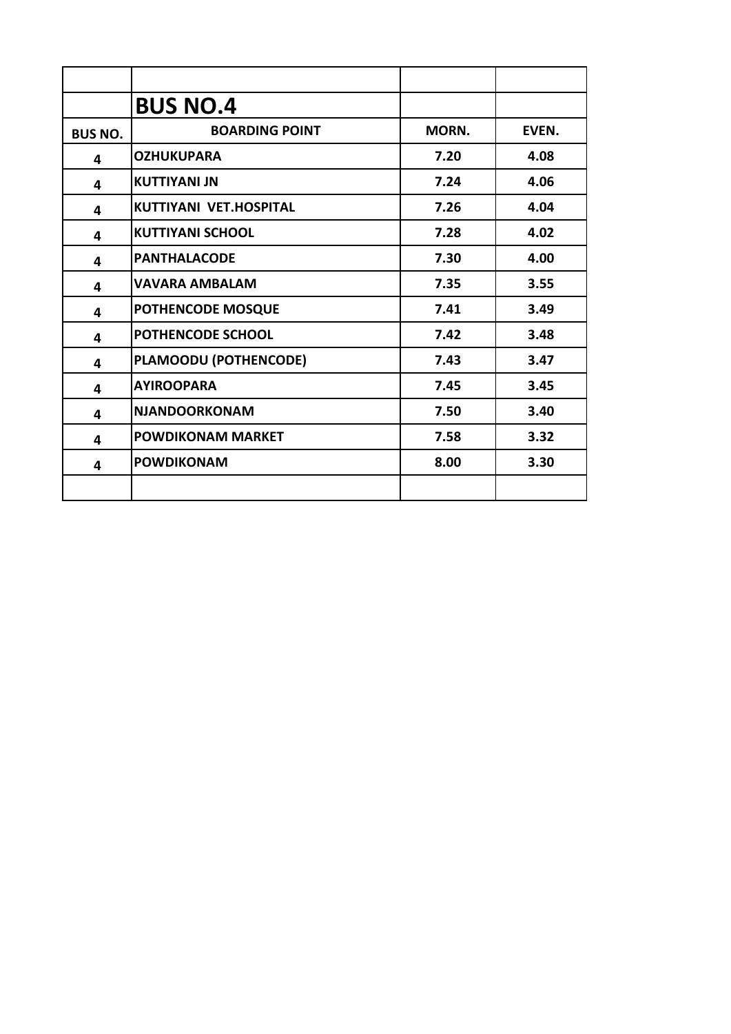| | | | |
|---|---|---|---|
| | **BUS NO.4** | | |
| **BUS NO.** | **BOARDING POINT** | **MORN.** | **EVEN.** |
| 4 | OZHUKUPARA | 7.20 | 4.08 |
| 4 | KUTTIYANI JN | 7.24 | 4.06 |
| 4 | KUTTIYANI VET.HOSPITAL | 7.26 | 4.04 |
| 4 | KUTTIYANI SCHOOL | 7.28 | 4.02 |
| 4 | PANTHALACODE | 7.30 | 4.00 |
| 4 | VAVARA AMBALAM | 7.35 | 3.55 |
| 4 | POTHENCODE MOSQUE | 7.41 | 3.49 |
| 4 | POTHENCODE SCHOOL | 7.42 | 3.48 |
| 4 | PLAMOODU (POTHENCODE) | 7.43 | 3.47 |
| 4 | AYIROOPARA | 7.45 | 3.45 |
| 4 | NJANDOORKONAM | 7.50 | 3.40 |
| 4 | POWDIKONAM MARKET | 7.58 | 3.32 |
| 4 | POWDIKONAM | 8.00 | 3.30 |
| | | | |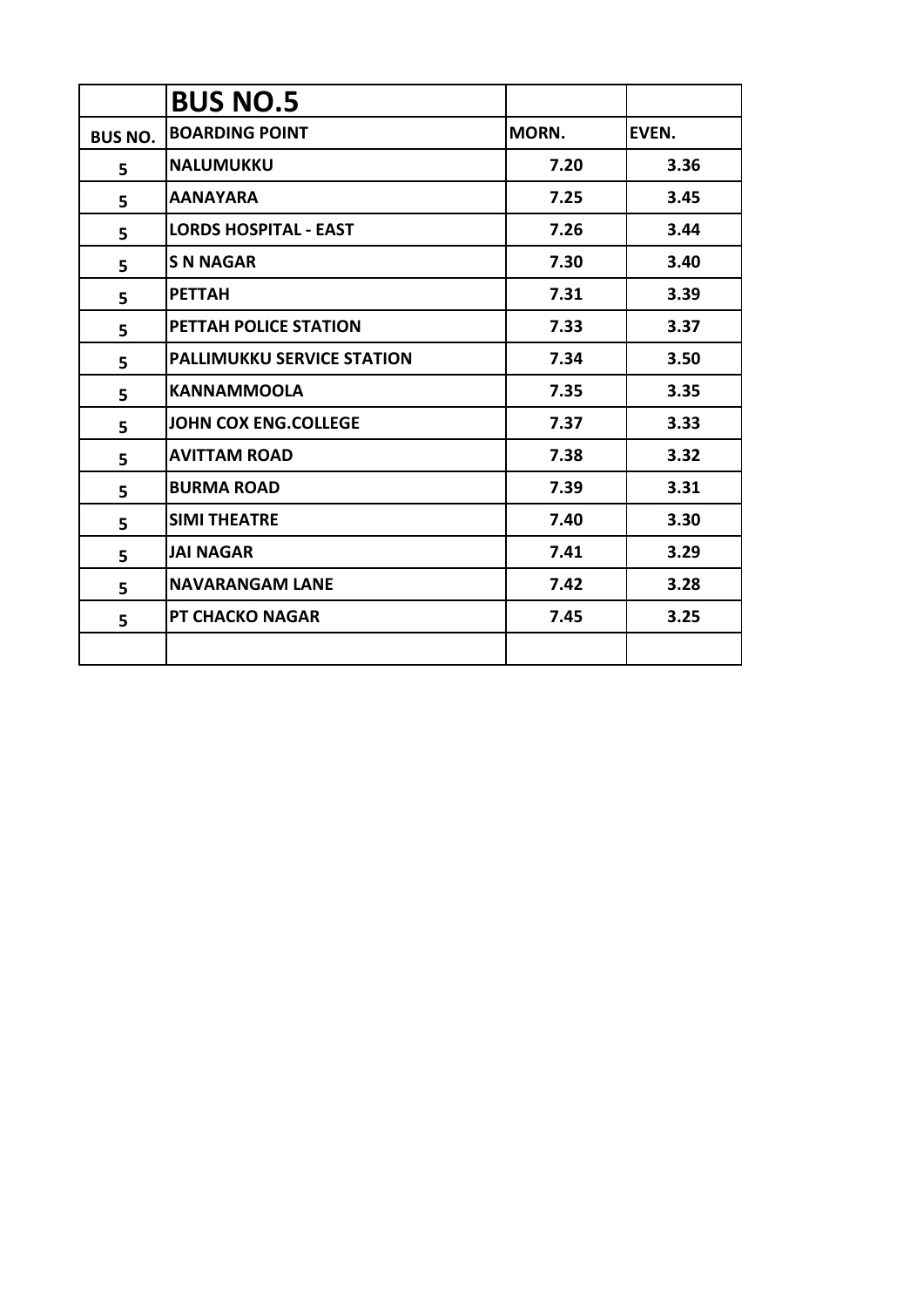| | **BUS NO.5** | | |
|---|---|---|---|
| **BUS NO.** | **BOARDING POINT** | **MORN.** | **EVEN.** |
| 5 | NALUMUKKU | 7.20 | 3.36 |
| 5 | AANAYARA | 7.25 | 3.45 |
| 5 | LORDS HOSPITAL - EAST | 7.26 | 3.44 |
| 5 | S N NAGAR | 7.30 | 3.40 |
| 5 | PETTAH | 7.31 | 3.39 |
| 5 | PETTAH POLICE STATION | 7.33 | 3.37 |
| 5 | PALLIMUKKU SERVICE STATION | 7.34 | 3.50 |
| 5 | KANNAMMOOLA | 7.35 | 3.35 |
| 5 | JOHN COX ENG.COLLEGE | 7.37 | 3.33 |
| 5 | AVITTAM ROAD | 7.38 | 3.32 |
| 5 | BURMA ROAD | 7.39 | 3.31 |
| 5 | SIMI THEATRE | 7.40 | 3.30 |
| 5 | JAI NAGAR | 7.41 | 3.29 |
| 5 | NAVARANGAM LANE | 7.42 | 3.28 |
| 5 | PT CHACKO NAGAR | 7.45 | 3.25 |
| | | | |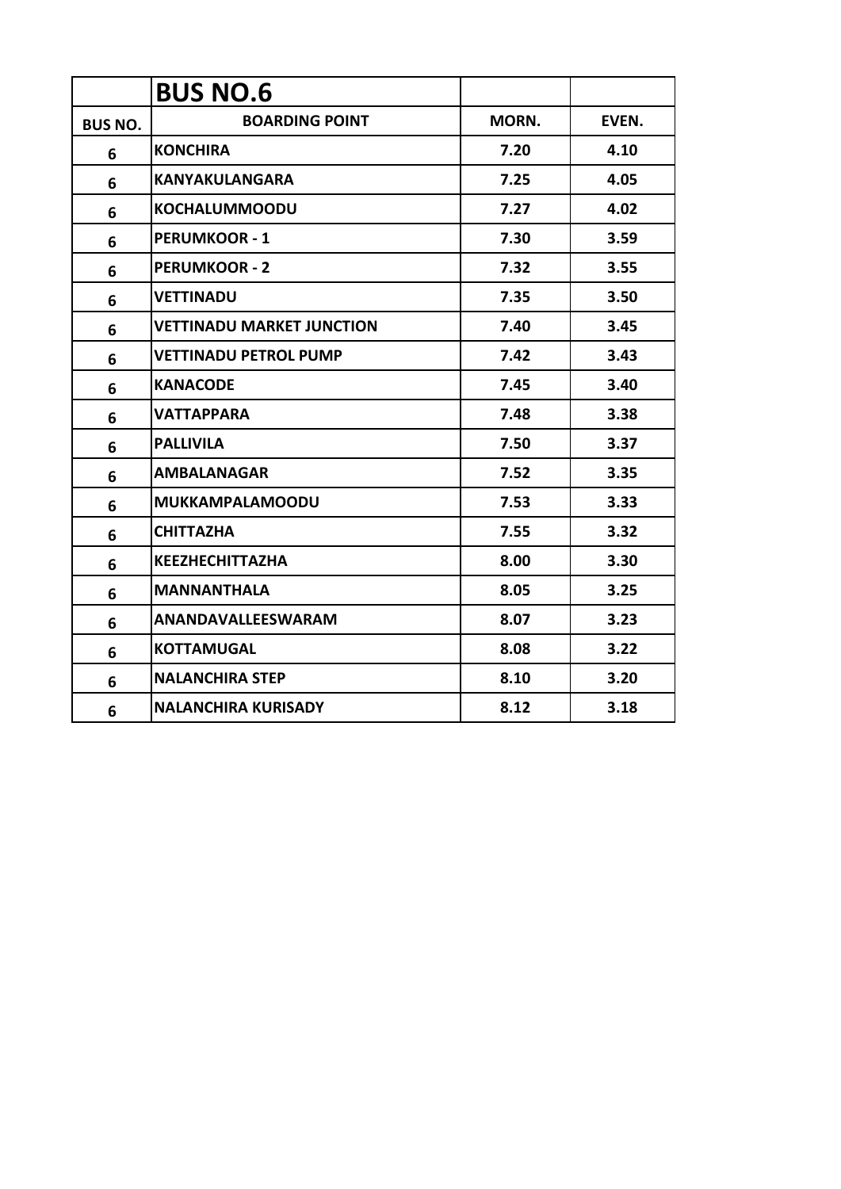| | BUS NO.6 | | |
|---|---|---|---|
| **BUS NO.** | **BOARDING POINT** | **MORN.** | **EVEN.** |
| 6 | KONCHIRA | 7.20 | 4.10 |
| 6 | KANYAKULANGARA | 7.25 | 4.05 |
| 6 | KOCHALUMMOODU | 7.27 | 4.02 |
| 6 | PERUMKOOR - 1 | 7.30 | 3.59 |
| 6 | PERUMKOOR - 2 | 7.32 | 3.55 |
| 6 | VETTINADU | 7.35 | 3.50 |
| 6 | VETTINADU MARKET JUNCTION | 7.40 | 3.45 |
| 6 | VETTINADU PETROL PUMP | 7.42 | 3.43 |
| 6 | KANACODE | 7.45 | 3.40 |
| 6 | VATTAPPARA | 7.48 | 3.38 |
| 6 | PALLIVILA | 7.50 | 3.37 |
| 6 | AMBALANAGAR | 7.52 | 3.35 |
| 6 | MUKKAMPALAMOODU | 7.53 | 3.33 |
| 6 | CHITTAZHA | 7.55 | 3.32 |
| 6 | KEEZHECHITTAZHA | 8.00 | 3.30 |
| 6 | MANNANTHALA | 8.05 | 3.25 |
| 6 | ANANDAVALLEESWARAM | 8.07 | 3.23 |
| 6 | KOTTAMUGAL | 8.08 | 3.22 |
| 6 | NALANCHIRA STEP | 8.10 | 3.20 |
| 6 | NALANCHIRA KURISADY | 8.12 | 3.18 |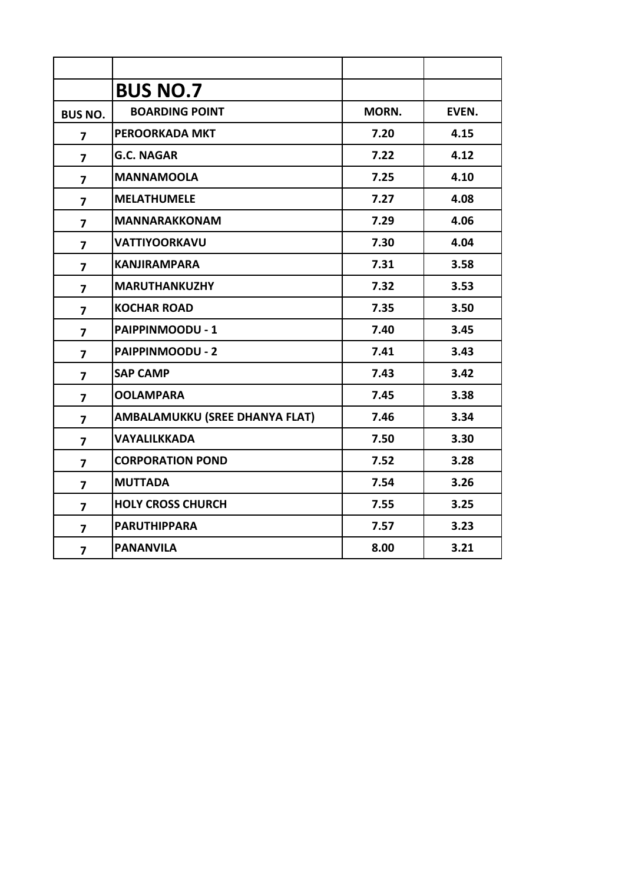| | **BUS NO.7** | | |
|---|---|---|---|
| **BUS NO.** | **BOARDING POINT** | **MORN.** | **EVEN.** |
| 7 | PEROORKADA MKT | 7.20 | 4.15 |
| 7 | G.C. NAGAR | 7.22 | 4.12 |
| 7 | MANNAMOOLA | 7.25 | 4.10 |
| 7 | MELATHUMELE | 7.27 | 4.08 |
| 7 | MANNARAKKONAM | 7.29 | 4.06 |
| 7 | VATTIYOORKAVU | 7.30 | 4.04 |
| 7 | KANJIRAMPARA | 7.31 | 3.58 |
| 7 | MARUTHANKUZHY | 7.32 | 3.53 |
| 7 | KOCHAR ROAD | 7.35 | 3.50 |
| 7 | PAIPPINMOODU - 1 | 7.40 | 3.45 |
| 7 | PAIPPINMOODU - 2 | 7.41 | 3.43 |
| 7 | SAP CAMP | 7.43 | 3.42 |
| 7 | OOLAMPARA | 7.45 | 3.38 |
| 7 | AMBALAMUKKU (SREE DHANYA FLAT) | 7.46 | 3.34 |
| 7 | VAYALILKKADA | 7.50 | 3.30 |
| 7 | CORPORATION POND | 7.52 | 3.28 |
| 7 | MUTTADA | 7.54 | 3.26 |
| 7 | HOLY CROSS CHURCH | 7.55 | 3.25 |
| 7 | PARUTHIPPARA | 7.57 | 3.23 |
| 7 | PANANVILA | 8.00 | 3.21 |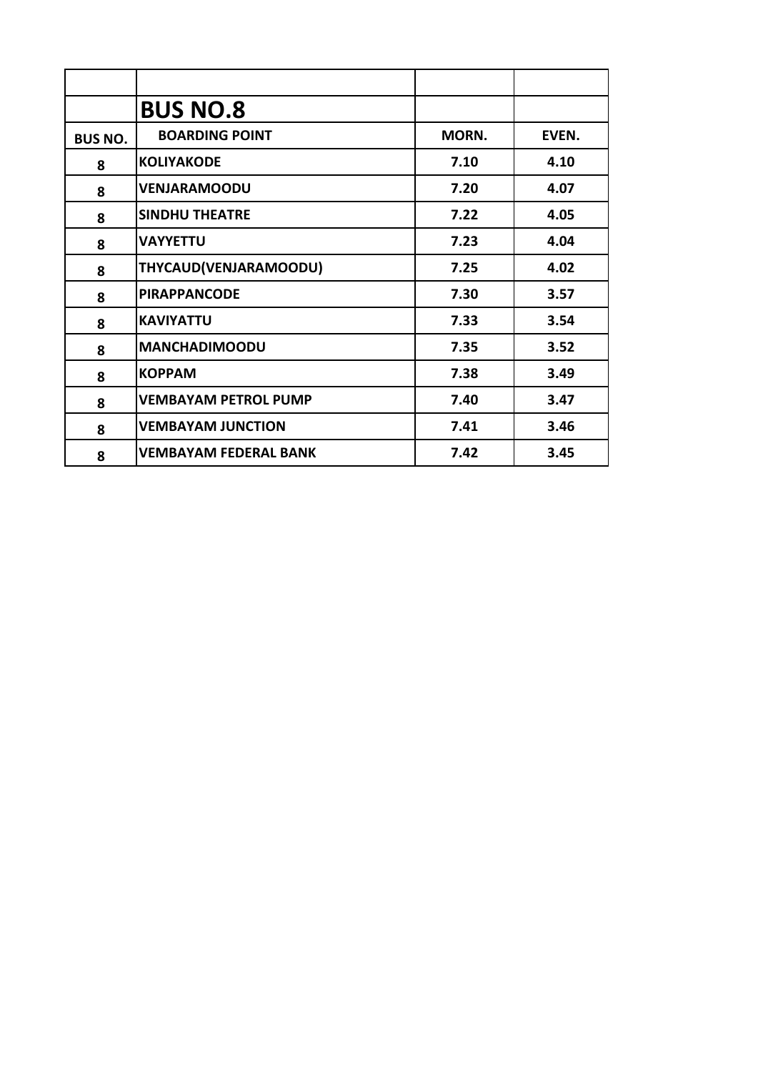## BUS NO.8

| BUS NO. | BOARDING POINT | MORN. | EVEN. |
|---|---|---|---|
| 8 | KOLIYAKODE | 7.10 | 4.10 |
| 8 | VENJARAMOODU | 7.20 | 4.07 |
| 8 | SINDHU THEATRE | 7.22 | 4.05 |
| 8 | VAYYETTU | 7.23 | 4.04 |
| 8 | THYCAUD(VENJARAMOODU) | 7.25 | 4.02 |
| 8 | PIRAPPANCODE | 7.30 | 3.57 |
| 8 | KAVIYATTU | 7.33 | 3.54 |
| 8 | MANCHADIMOODU | 7.35 | 3.52 |
| 8 | KOPPAM | 7.38 | 3.49 |
| 8 | VEMBAYAM PETROL PUMP | 7.40 | 3.47 |
| 8 | VEMBAYAM JUNCTION | 7.41 | 3.46 |
| 8 | VEMBAYAM FEDERAL BANK | 7.42 | 3.45 |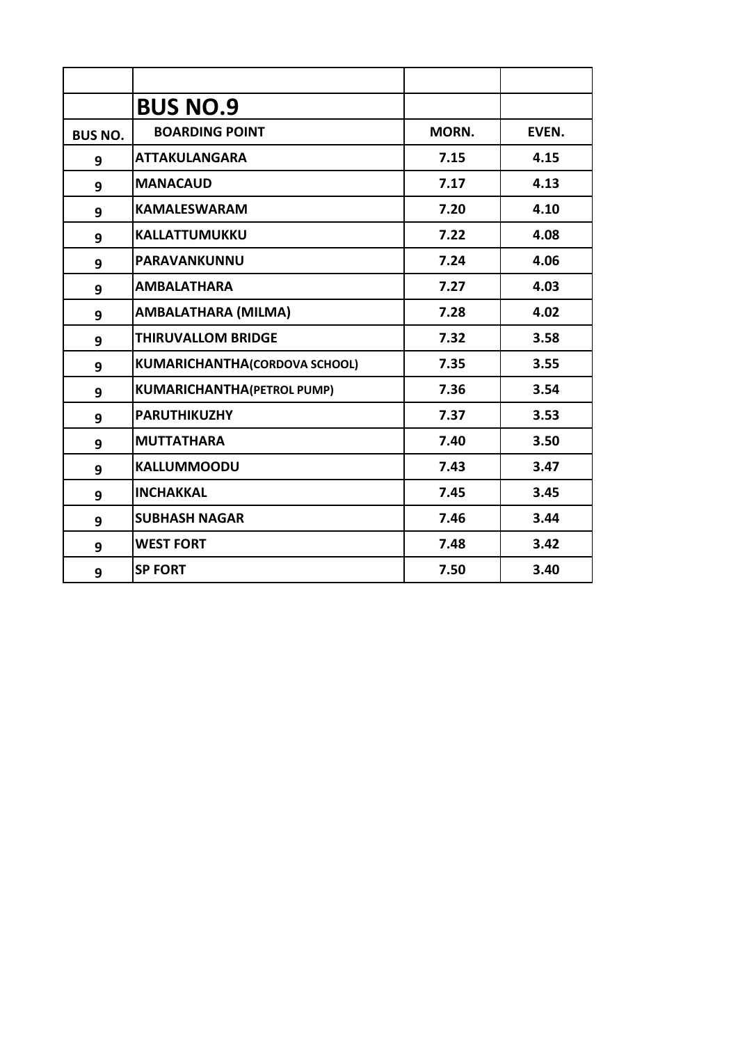| | | | |
|---|---|---|---|
| | **BUS NO.9** | | |
| **BUS NO.** | **BOARDING POINT** | **MORN.** | **EVEN.** |
| 9 | ATTAKULANGARA | 7.15 | 4.15 |
| 9 | MANACAUD | 7.17 | 4.13 |
| 9 | KAMALESWARAM | 7.20 | 4.10 |
| 9 | KALLATTUMUKKU | 7.22 | 4.08 |
| 9 | PARAVANKUNNU | 7.24 | 4.06 |
| 9 | AMBALATHARA | 7.27 | 4.03 |
| 9 | AMBALATHARA (MILMA) | 7.28 | 4.02 |
| 9 | THIRUVALLOM BRIDGE | 7.32 | 3.58 |
| 9 | KUMARICHANTHA(CORDOVA SCHOOL) | 7.35 | 3.55 |
| 9 | KUMARICHANTHA(PETROL PUMP) | 7.36 | 3.54 |
| 9 | PARUTHIKUZHY | 7.37 | 3.53 |
| 9 | MUTTATHARA | 7.40 | 3.50 |
| 9 | KALLUMMOODU | 7.43 | 3.47 |
| 9 | INCHAKKAL | 7.45 | 3.45 |
| 9 | SUBHASH NAGAR | 7.46 | 3.44 |
| 9 | WEST FORT | 7.48 | 3.42 |
| 9 | SP FORT | 7.50 | 3.40 |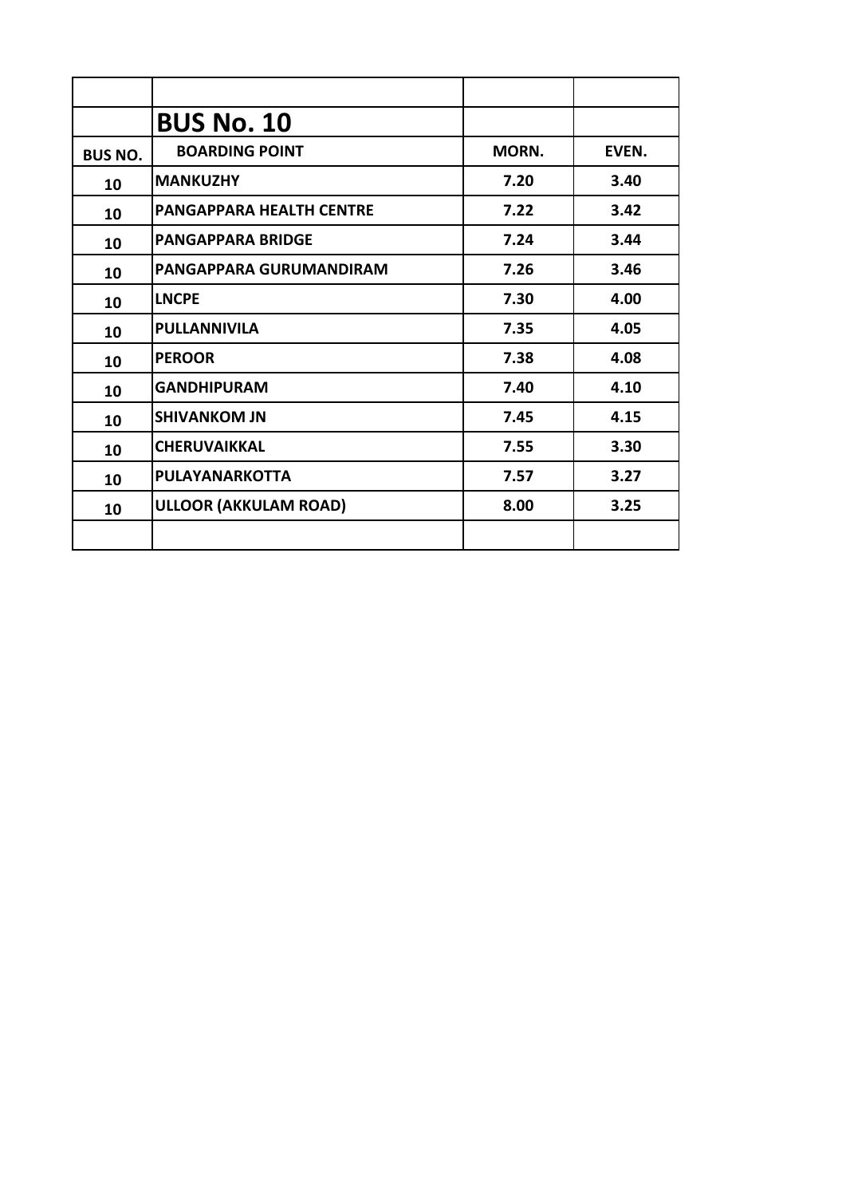## BUS No. 10

| BUS NO. | BOARDING POINT | MORN. | EVEN. |
|---|---|---|---|
| 10 | MANKUZHY | 7.20 | 3.40 |
| 10 | PANGAPPARA HEALTH CENTRE | 7.22 | 3.42 |
| 10 | PANGAPPARA BRIDGE | 7.24 | 3.44 |
| 10 | PANGAPPARA GURUMANDIRAM | 7.26 | 3.46 |
| 10 | LNCPE | 7.30 | 4.00 |
| 10 | PULLANNIVILA | 7.35 | 4.05 |
| 10 | PEROOR | 7.38 | 4.08 |
| 10 | GANDHIPURAM | 7.40 | 4.10 |
| 10 | SHIVANKOM JN | 7.45 | 4.15 |
| 10 | CHERUVAIKKAL | 7.55 | 3.30 |
| 10 | PULAYANARKOTTA | 7.57 | 3.27 |
| 10 | ULLOOR (AKKULAM ROAD) | 8.00 | 3.25 |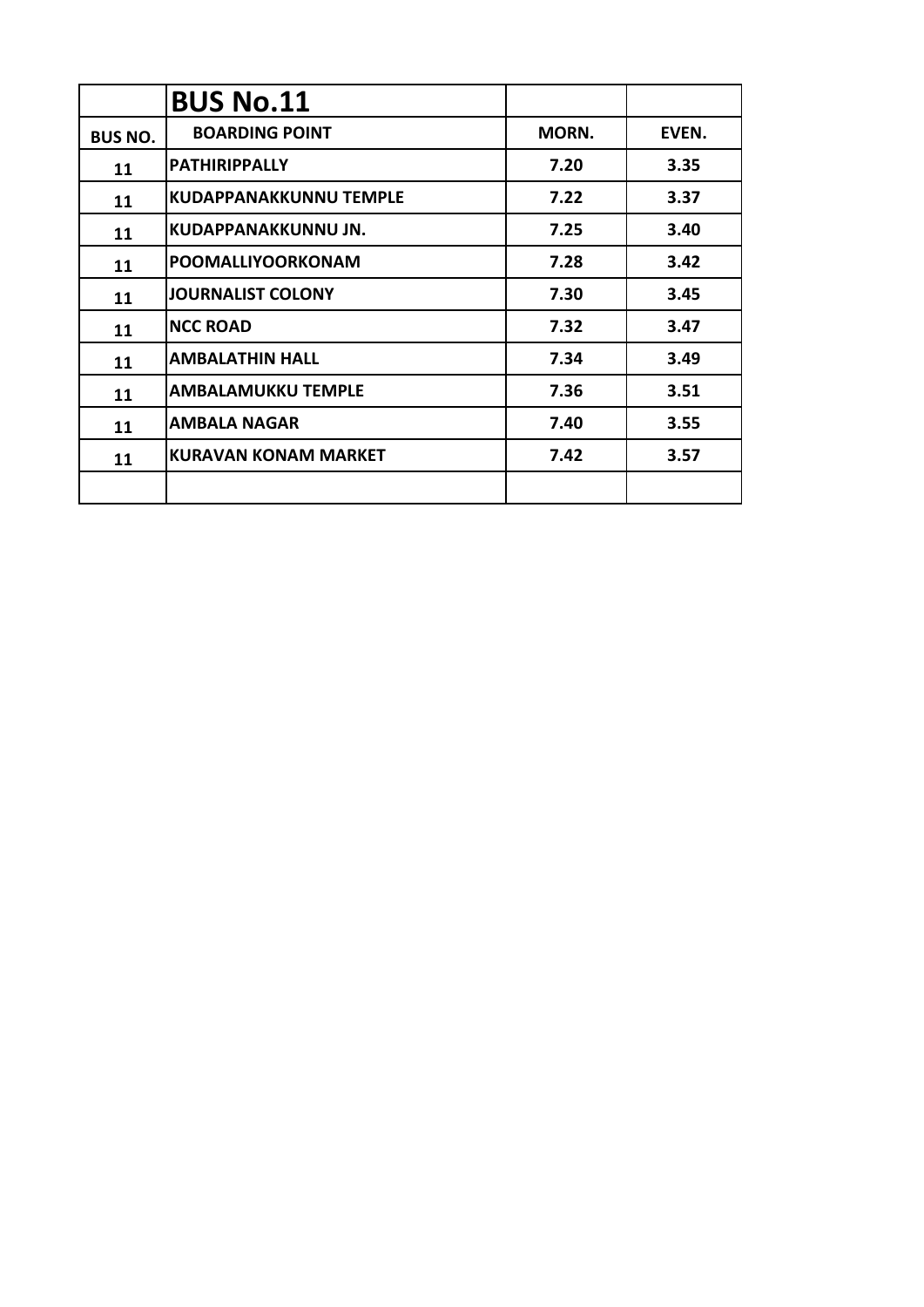| | **BUS No.11** | | |
|---|---|---|---|
| **BUS NO.** | **BOARDING POINT** | **MORN.** | **EVEN.** |
| **11** | **PATHIRIPPALLY** | **7.20** | **3.35** |
| **11** | **KUDAPPANAKKUNNU TEMPLE** | **7.22** | **3.37** |
| **11** | **KUDAPPANAKKUNNU JN.** | **7.25** | **3.40** |
| **11** | **POOMALLIYOORKONAM** | **7.28** | **3.42** |
| **11** | **JOURNALIST COLONY** | **7.30** | **3.45** |
| **11** | **NCC ROAD** | **7.32** | **3.47** |
| **11** | **AMBALATHIN HALL** | **7.34** | **3.49** |
| **11** | **AMBALAMUKKU TEMPLE** | **7.36** | **3.51** |
| **11** | **AMBALA NAGAR** | **7.40** | **3.55** |
| **11** | **KURAVAN KONAM MARKET** | **7.42** | **3.57** |
| | | | |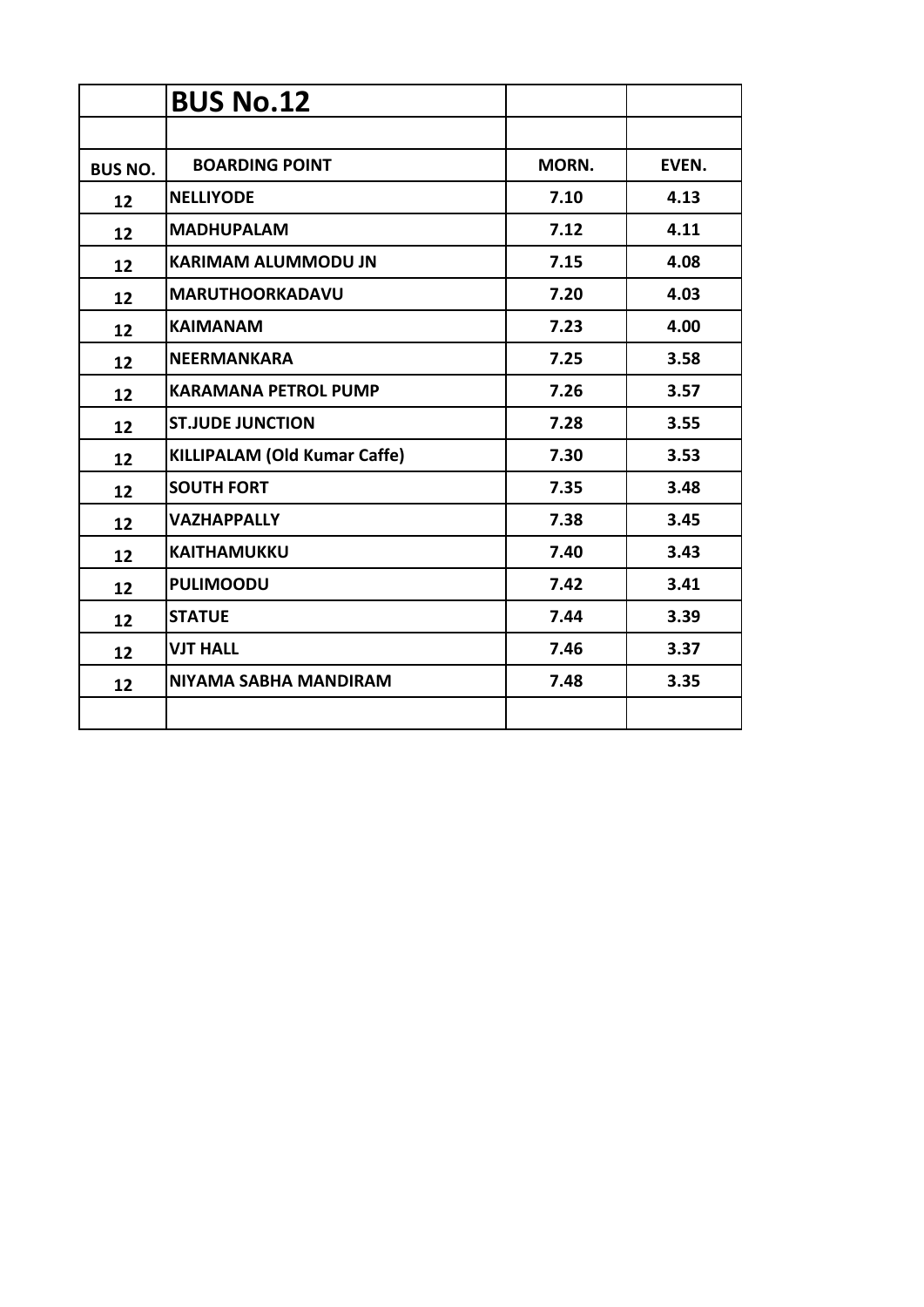| | BUS No.12 | | |
|---|---|---|---|
| | | | |
| **BUS NO.** | **BOARDING POINT** | **MORN.** | **EVEN.** |
| 12 | NELLIYODE | 7.10 | 4.13 |
| 12 | MADHUPALAM | 7.12 | 4.11 |
| 12 | KARIMAM ALUMMODU JN | 7.15 | 4.08 |
| 12 | MARUTHOORKADAVU | 7.20 | 4.03 |
| 12 | KAIMANAM | 7.23 | 4.00 |
| 12 | NEERMANKARA | 7.25 | 3.58 |
| 12 | KARAMANA PETROL PUMP | 7.26 | 3.57 |
| 12 | ST.JUDE JUNCTION | 7.28 | 3.55 |
| 12 | KILLIPALAM (Old Kumar Caffe) | 7.30 | 3.53 |
| 12 | SOUTH FORT | 7.35 | 3.48 |
| 12 | VAZHAPPALLY | 7.38 | 3.45 |
| 12 | KAITHAMUKKU | 7.40 | 3.43 |
| 12 | PULIMOODU | 7.42 | 3.41 |
| 12 | STATUE | 7.44 | 3.39 |
| 12 | VJT HALL | 7.46 | 3.37 |
| 12 | NIYAMA SABHA MANDIRAM | 7.48 | 3.35 |
| | | | |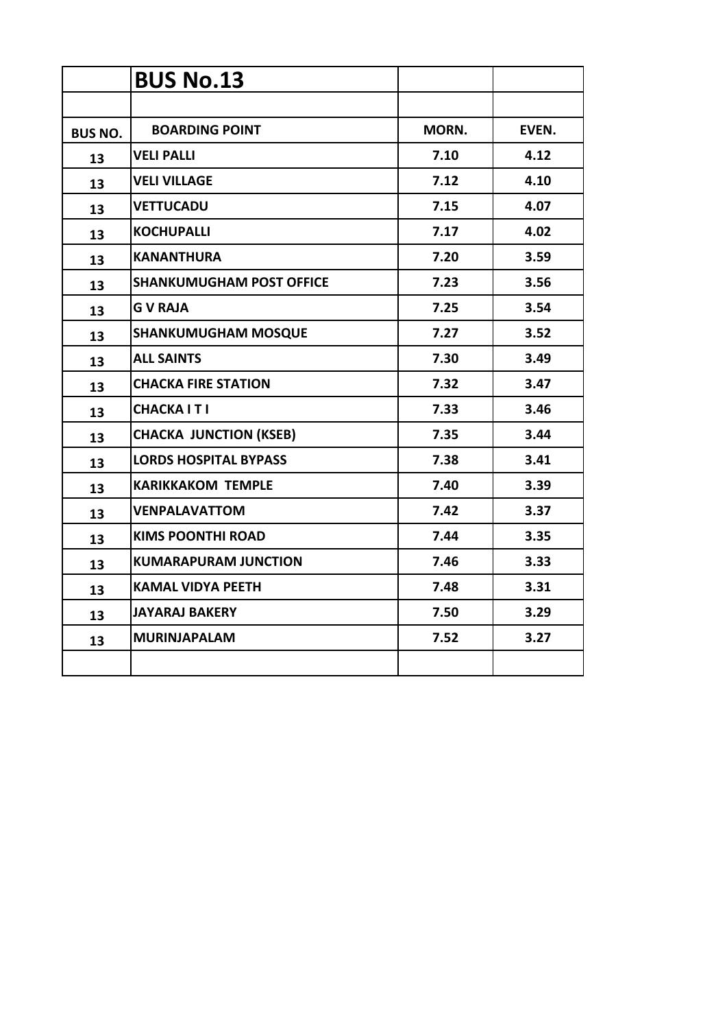| | BUS No.13 | | |
|---|---|---|---|
| | | | |
| **BUS NO.** | **BOARDING POINT** | **MORN.** | **EVEN.** |
| 13 | VELI PALLI | 7.10 | 4.12 |
| 13 | VELI VILLAGE | 7.12 | 4.10 |
| 13 | VETTUCADU | 7.15 | 4.07 |
| 13 | KOCHUPALLI | 7.17 | 4.02 |
| 13 | KANANTHURA | 7.20 | 3.59 |
| 13 | SHANKUMUGHAM POST OFFICE | 7.23 | 3.56 |
| 13 | G V RAJA | 7.25 | 3.54 |
| 13 | SHANKUMUGHAM MOSQUE | 7.27 | 3.52 |
| 13 | ALL SAINTS | 7.30 | 3.49 |
| 13 | CHACKA FIRE STATION | 7.32 | 3.47 |
| 13 | CHACKA I T I | 7.33 | 3.46 |
| 13 | CHACKA JUNCTION (KSEB) | 7.35 | 3.44 |
| 13 | LORDS HOSPITAL BYPASS | 7.38 | 3.41 |
| 13 | KARIKKAKOM TEMPLE | 7.40 | 3.39 |
| 13 | VENPALAVATTOM | 7.42 | 3.37 |
| 13 | KIMS POONTHI ROAD | 7.44 | 3.35 |
| 13 | KUMARAPURAM JUNCTION | 7.46 | 3.33 |
| 13 | KAMAL VIDYA PEETH | 7.48 | 3.31 |
| 13 | JAYARAJ BAKERY | 7.50 | 3.29 |
| 13 | MURINJAPALAM | 7.52 | 3.27 |
| | | | |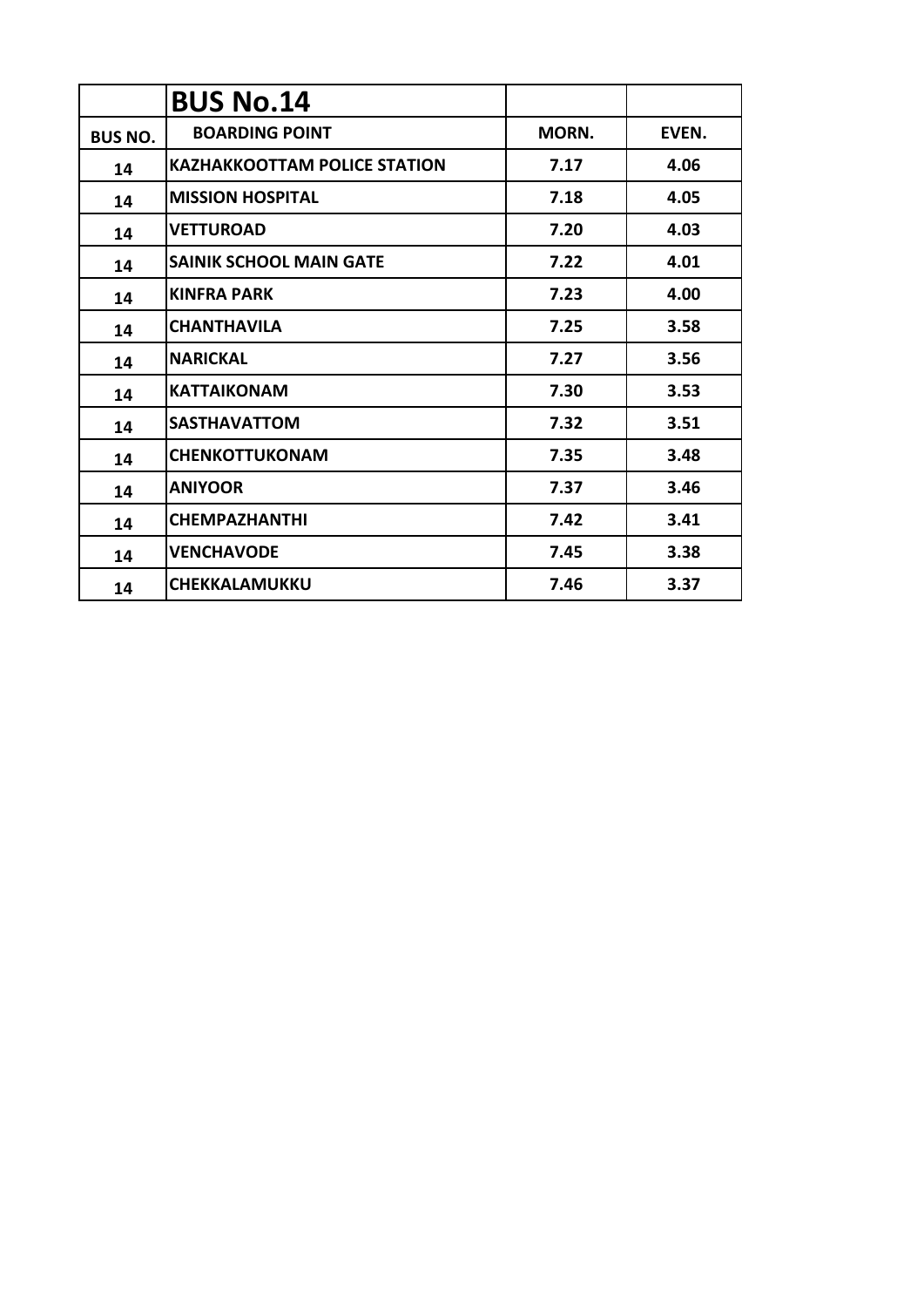| | BUS No.14 | | |
|---|---|---|---|
| BUS NO. | BOARDING POINT | MORN. | EVEN. |
| 14 | KAZHAKKOOTTAM POLICE STATION | 7.17 | 4.06 |
| 14 | MISSION HOSPITAL | 7.18 | 4.05 |
| 14 | VETTUROAD | 7.20 | 4.03 |
| 14 | SAINIK SCHOOL MAIN GATE | 7.22 | 4.01 |
| 14 | KINFRA PARK | 7.23 | 4.00 |
| 14 | CHANTHAVILA | 7.25 | 3.58 |
| 14 | NARICKAL | 7.27 | 3.56 |
| 14 | KATTAIKONAM | 7.30 | 3.53 |
| 14 | SASTHAVATTOM | 7.32 | 3.51 |
| 14 | CHENKOTTUKONAM | 7.35 | 3.48 |
| 14 | ANIYOOR | 7.37 | 3.46 |
| 14 | CHEMPAZHANTHI | 7.42 | 3.41 |
| 14 | VENCHAVODE | 7.45 | 3.38 |
| 14 | CHEKKALAMUKKU | 7.46 | 3.37 |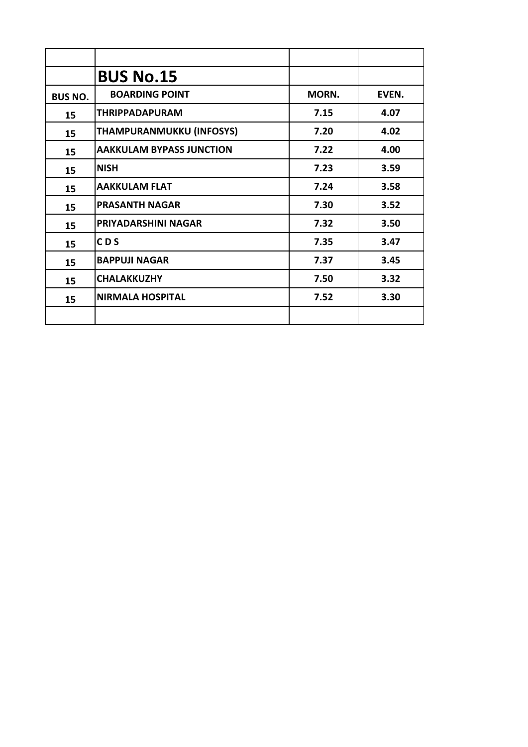## BUS No.15

| BUS NO. | BOARDING POINT | MORN. | EVEN. |
|---|---|---|---|
| 15 | THRIPPADAPURAM | 7.15 | 4.07 |
| 15 | THAMPURANMUKKU (INFOSYS) | 7.20 | 4.02 |
| 15 | AAKKULAM BYPASS JUNCTION | 7.22 | 4.00 |
| 15 | NISH | 7.23 | 3.59 |
| 15 | AAKKULAM FLAT | 7.24 | 3.58 |
| 15 | PRASANTH NAGAR | 7.30 | 3.52 |
| 15 | PRIYADARSHINI NAGAR | 7.32 | 3.50 |
| 15 | C D S | 7.35 | 3.47 |
| 15 | BAPPUJI NAGAR | 7.37 | 3.45 |
| 15 | CHALAKKUZHY | 7.50 | 3.32 |
| 15 | NIRMALA HOSPITAL | 7.52 | 3.30 |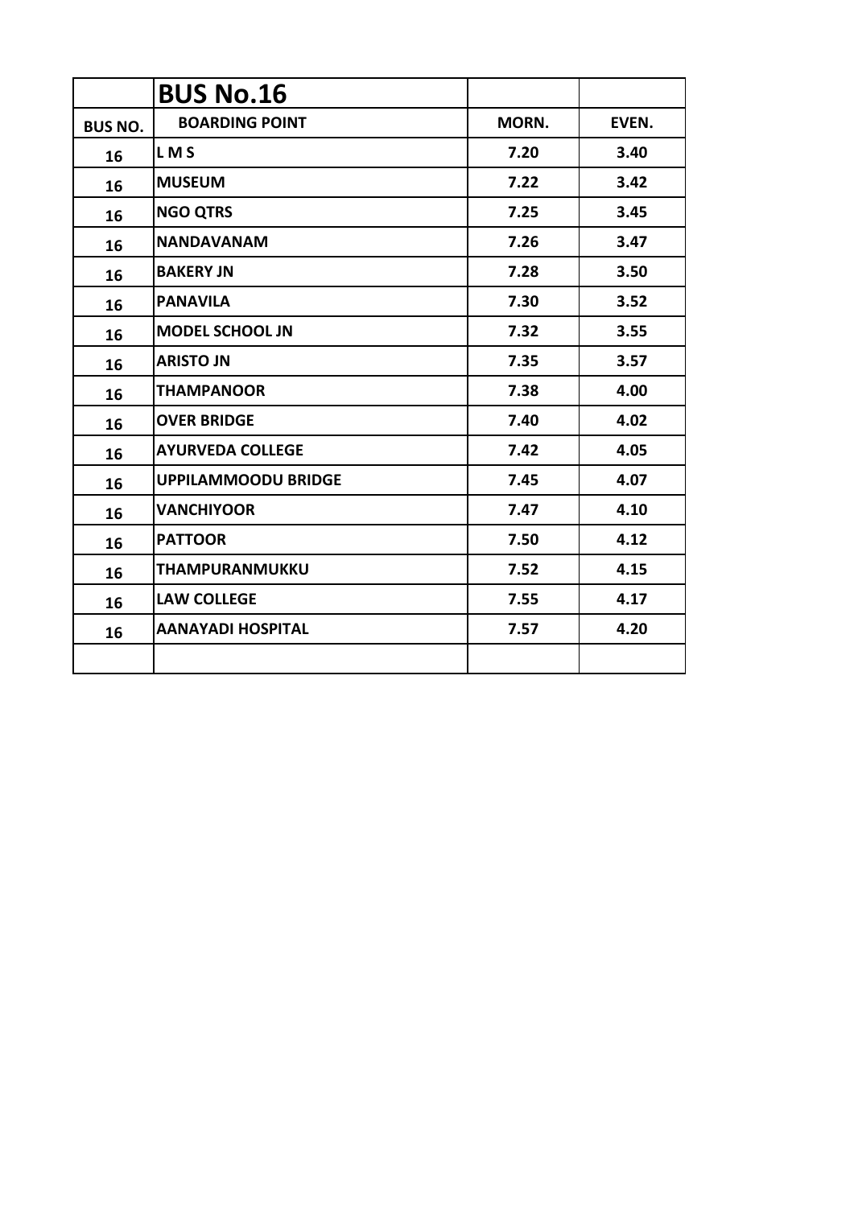| | **BUS No.16** | | |
|---|---|---|---|
| **BUS NO.** | **BOARDING POINT** | **MORN.** | **EVEN.** |
| 16 | L M S | 7.20 | 3.40 |
| 16 | MUSEUM | 7.22 | 3.42 |
| 16 | NGO QTRS | 7.25 | 3.45 |
| 16 | NANDAVANAM | 7.26 | 3.47 |
| 16 | BAKERY JN | 7.28 | 3.50 |
| 16 | PANAVILA | 7.30 | 3.52 |
| 16 | MODEL SCHOOL JN | 7.32 | 3.55 |
| 16 | ARISTO JN | 7.35 | 3.57 |
| 16 | THAMPANOOR | 7.38 | 4.00 |
| 16 | OVER BRIDGE | 7.40 | 4.02 |
| 16 | AYURVEDA COLLEGE | 7.42 | 4.05 |
| 16 | UPPILAMMOODU BRIDGE | 7.45 | 4.07 |
| 16 | VANCHIYOOR | 7.47 | 4.10 |
| 16 | PATTOOR | 7.50 | 4.12 |
| 16 | THAMPURANMUKKU | 7.52 | 4.15 |
| 16 | LAW COLLEGE | 7.55 | 4.17 |
| 16 | AANAYADI HOSPITAL | 7.57 | 4.20 |
| | | | |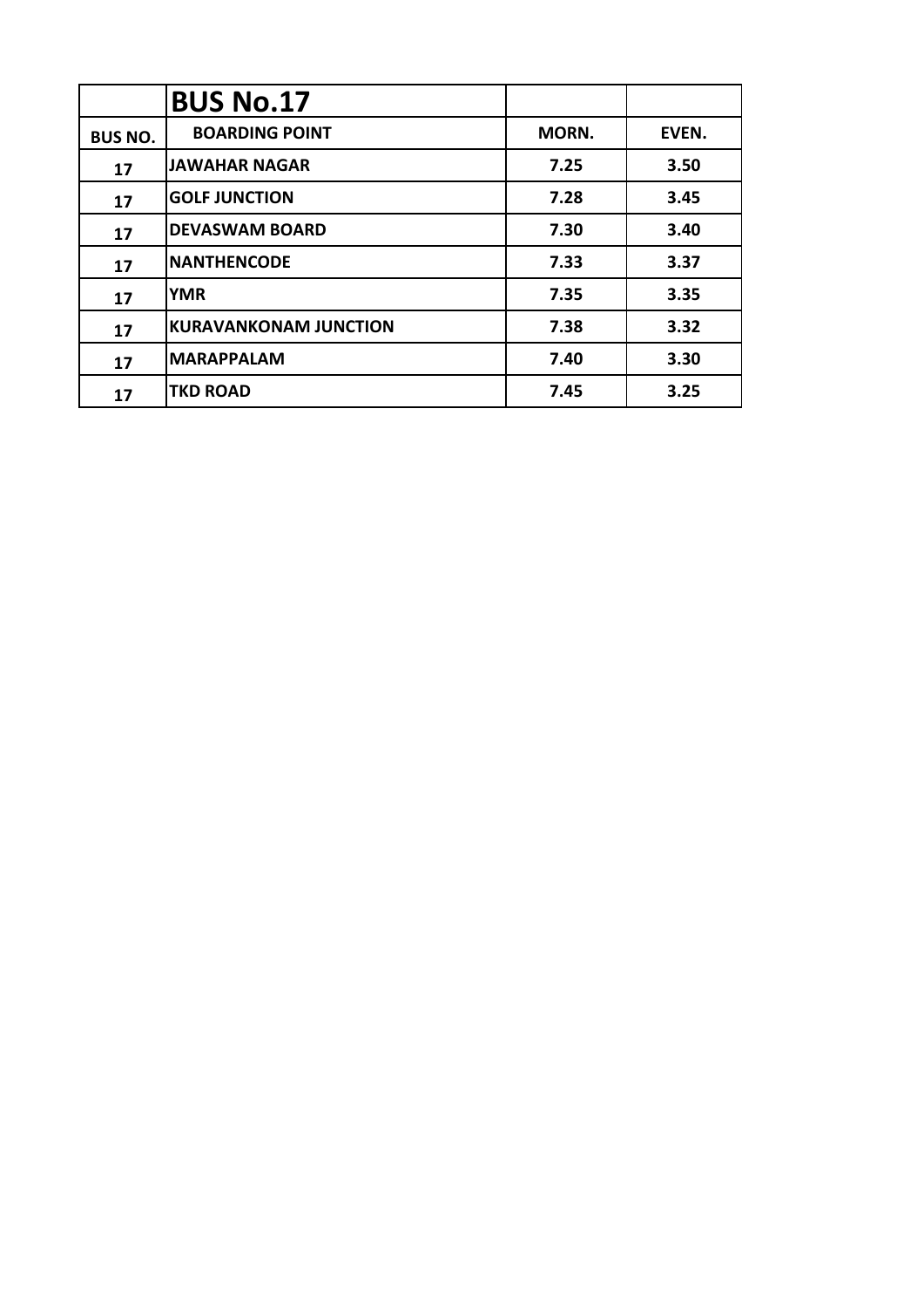| | BUS No.17 | | |
|---|---|---|---|
| **BUS NO.** | **BOARDING POINT** | **MORN.** | **EVEN.** |
| 17 | JAWAHAR NAGAR | 7.25 | 3.50 |
| 17 | GOLF JUNCTION | 7.28 | 3.45 |
| 17 | DEVASWAM BOARD | 7.30 | 3.40 |
| 17 | NANTHENCODE | 7.33 | 3.37 |
| 17 | YMR | 7.35 | 3.35 |
| 17 | KURAVANKONAM JUNCTION | 7.38 | 3.32 |
| 17 | MARAPPALAM | 7.40 | 3.30 |
| 17 | TKD ROAD | 7.45 | 3.25 |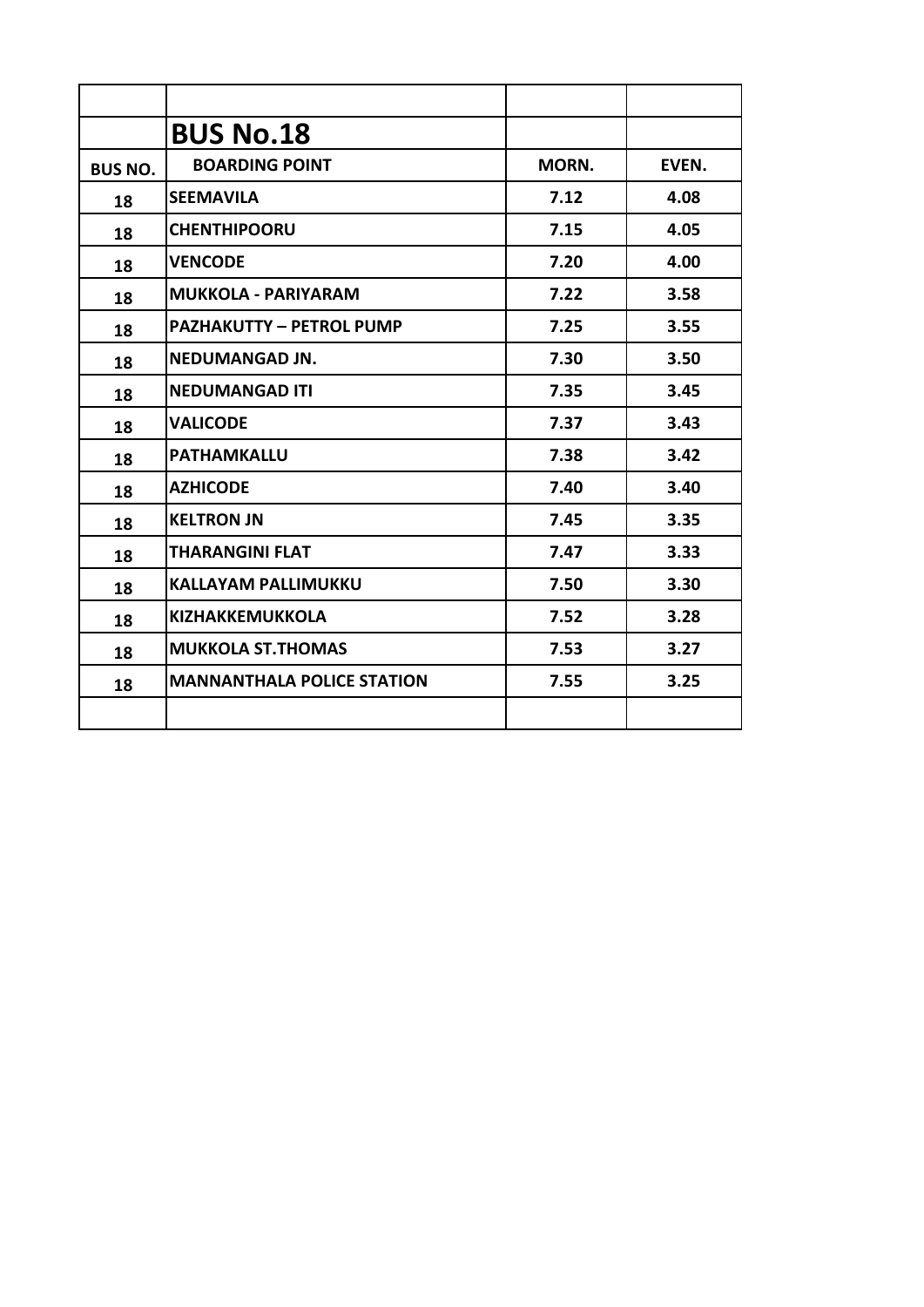| | BUS No.18 | | |
|---|---|---|---|
| **BUS NO.** | **BOARDING POINT** | **MORN.** | **EVEN.** |
| 18 | SEEMAVILA | 7.12 | 4.08 |
| 18 | CHENTHIPOORU | 7.15 | 4.05 |
| 18 | VENCODE | 7.20 | 4.00 |
| 18 | MUKKOLA - PARIYARAM | 7.22 | 3.58 |
| 18 | PAZHAKUTTY – PETROL PUMP | 7.25 | 3.55 |
| 18 | NEDUMANGAD JN. | 7.30 | 3.50 |
| 18 | NEDUMANGAD ITI | 7.35 | 3.45 |
| 18 | VALICODE | 7.37 | 3.43 |
| 18 | PATHAMKALLU | 7.38 | 3.42 |
| 18 | AZHICODE | 7.40 | 3.40 |
| 18 | KELTRON JN | 7.45 | 3.35 |
| 18 | THARANGINI FLAT | 7.47 | 3.33 |
| 18 | KALLAYAM PALLIMUKKU | 7.50 | 3.30 |
| 18 | KIZHAKKEMUKKOLA | 7.52 | 3.28 |
| 18 | MUKKOLA ST.THOMAS | 7.53 | 3.27 |
| 18 | MANNANTHALA POLICE STATION | 7.55 | 3.25 |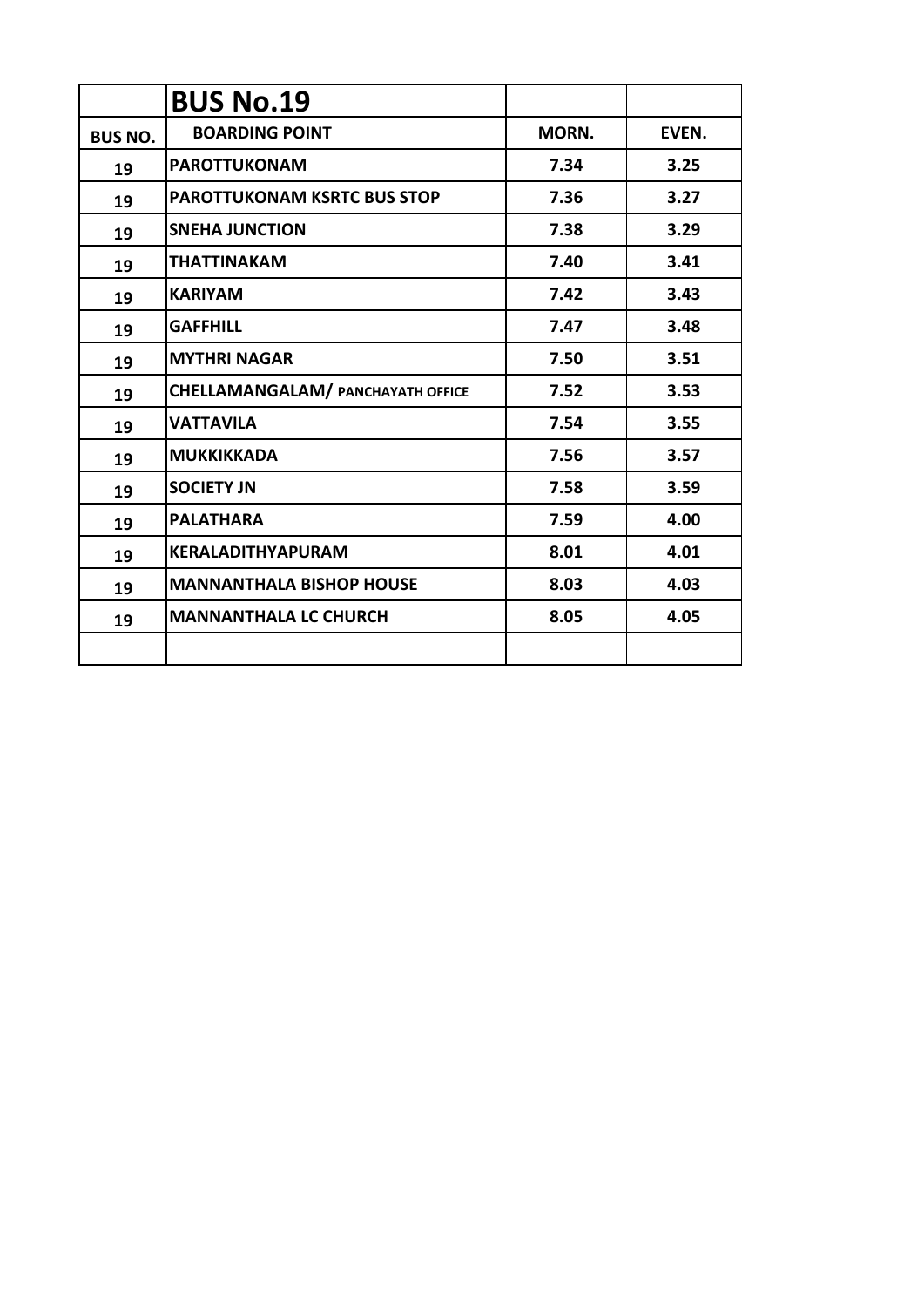| | **BUS No.19** | | |
|---|---|---|---|
| **BUS NO.** | **BOARDING POINT** | **MORN.** | **EVEN.** |
| 19 | PAROTTUKONAM | 7.34 | 3.25 |
| 19 | PAROTTUKONAM KSRTC BUS STOP | 7.36 | 3.27 |
| 19 | SNEHA JUNCTION | 7.38 | 3.29 |
| 19 | THATTINAKAM | 7.40 | 3.41 |
| 19 | KARIYAM | 7.42 | 3.43 |
| 19 | GAFFHILL | 7.47 | 3.48 |
| 19 | MYTHRI NAGAR | 7.50 | 3.51 |
| 19 | CHELLAMANGALAM/ PANCHAYATH OFFICE | 7.52 | 3.53 |
| 19 | VATTAVILA | 7.54 | 3.55 |
| 19 | MUKKIKKADA | 7.56 | 3.57 |
| 19 | SOCIETY JN | 7.58 | 3.59 |
| 19 | PALATHARA | 7.59 | 4.00 |
| 19 | KERALADITHYAPURAM | 8.01 | 4.01 |
| 19 | MANNANTHALA BISHOP HOUSE | 8.03 | 4.03 |
| 19 | MANNANTHALA LC CHURCH | 8.05 | 4.05 |
| | | | |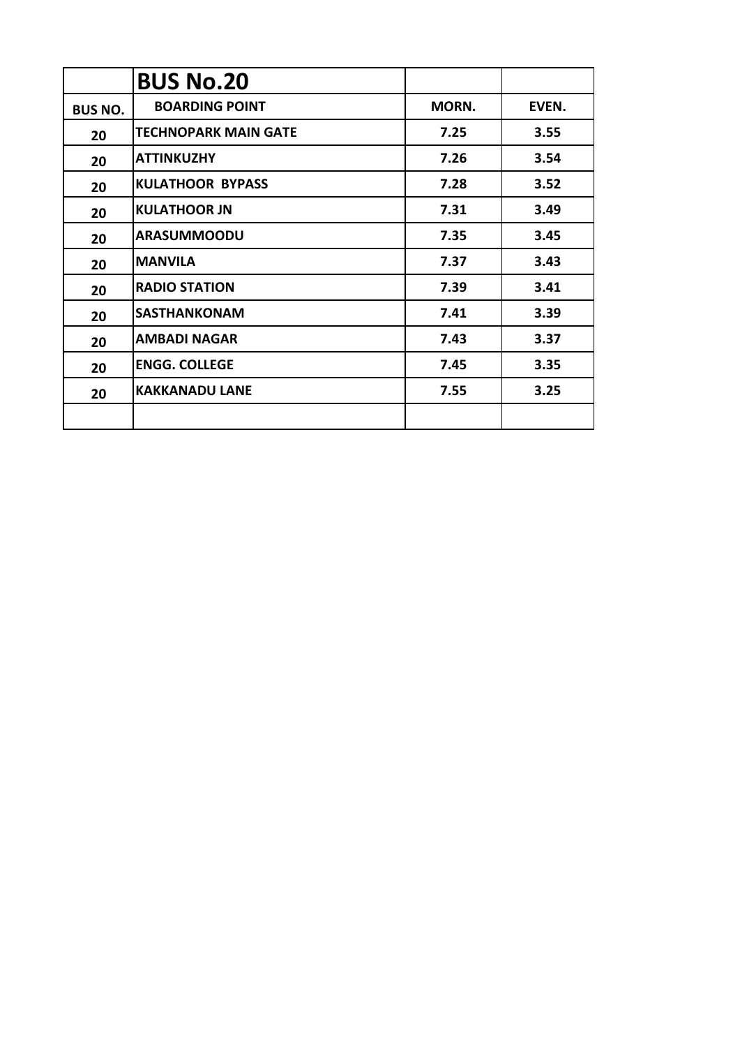| | **BUS No.20** | | |
|---|---|---|---|
| **BUS NO.** | **BOARDING POINT** | **MORN.** | **EVEN.** |
| **20** | **TECHNOPARK MAIN GATE** | **7.25** | **3.55** |
| **20** | **ATTINKUZHY** | **7.26** | **3.54** |
| **20** | **KULATHOOR BYPASS** | **7.28** | **3.52** |
| **20** | **KULATHOOR JN** | **7.31** | **3.49** |
| **20** | **ARASUMMOODU** | **7.35** | **3.45** |
| **20** | **MANVILA** | **7.37** | **3.43** |
| **20** | **RADIO STATION** | **7.39** | **3.41** |
| **20** | **SASTHANKONAM** | **7.41** | **3.39** |
| **20** | **AMBADI NAGAR** | **7.43** | **3.37** |
| **20** | **ENGG. COLLEGE** | **7.45** | **3.35** |
| **20** | **KAKKANADU LANE** | **7.55** | **3.25** |
| | | | |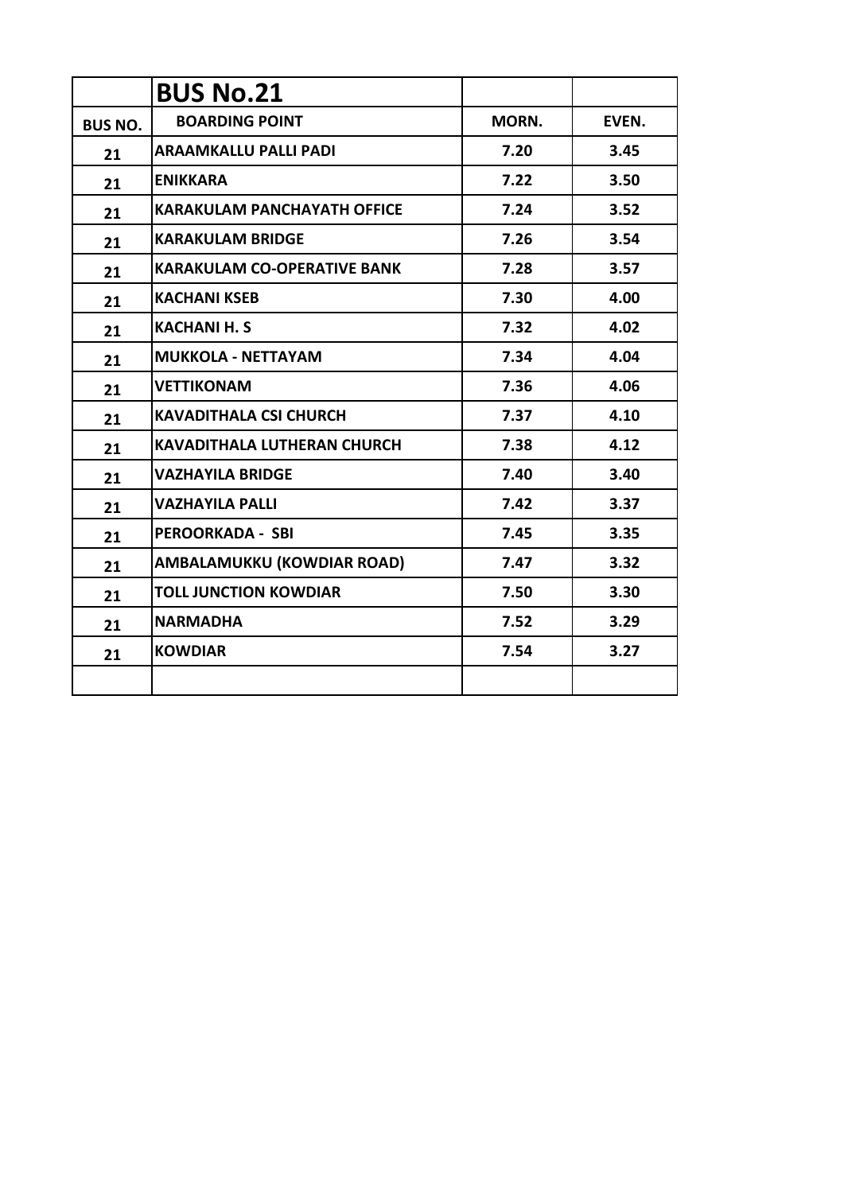| | **BUS No.21** | | |
|---|---|---|---|
| **BUS NO.** | **BOARDING POINT** | **MORN.** | **EVEN.** |
| **21** | **ARAAMKALLU PALLI PADI** | **7.20** | **3.45** |
| **21** | **ENIKKARA** | **7.22** | **3.50** |
| **21** | **KARAKULAM PANCHAYATH OFFICE** | **7.24** | **3.52** |
| **21** | **KARAKULAM BRIDGE** | **7.26** | **3.54** |
| **21** | **KARAKULAM CO-OPERATIVE BANK** | **7.28** | **3.57** |
| **21** | **KACHANI KSEB** | **7.30** | **4.00** |
| **21** | **KACHANI H. S** | **7.32** | **4.02** |
| **21** | **MUKKOLA - NETTAYAM** | **7.34** | **4.04** |
| **21** | **VETTIKONAM** | **7.36** | **4.06** |
| **21** | **KAVADITHALA CSI CHURCH** | **7.37** | **4.10** |
| **21** | **KAVADITHALA LUTHERAN CHURCH** | **7.38** | **4.12** |
| **21** | **VAZHAYILA BRIDGE** | **7.40** | **3.40** |
| **21** | **VAZHAYILA PALLI** | **7.42** | **3.37** |
| **21** | **PEROORKADA - SBI** | **7.45** | **3.35** |
| **21** | **AMBALAMUKKU (KOWDIAR ROAD)** | **7.47** | **3.32** |
| **21** | **TOLL JUNCTION KOWDIAR** | **7.50** | **3.30** |
| **21** | **NARMADHA** | **7.52** | **3.29** |
| **21** | **KOWDIAR** | **7.54** | **3.27** |
| | | | |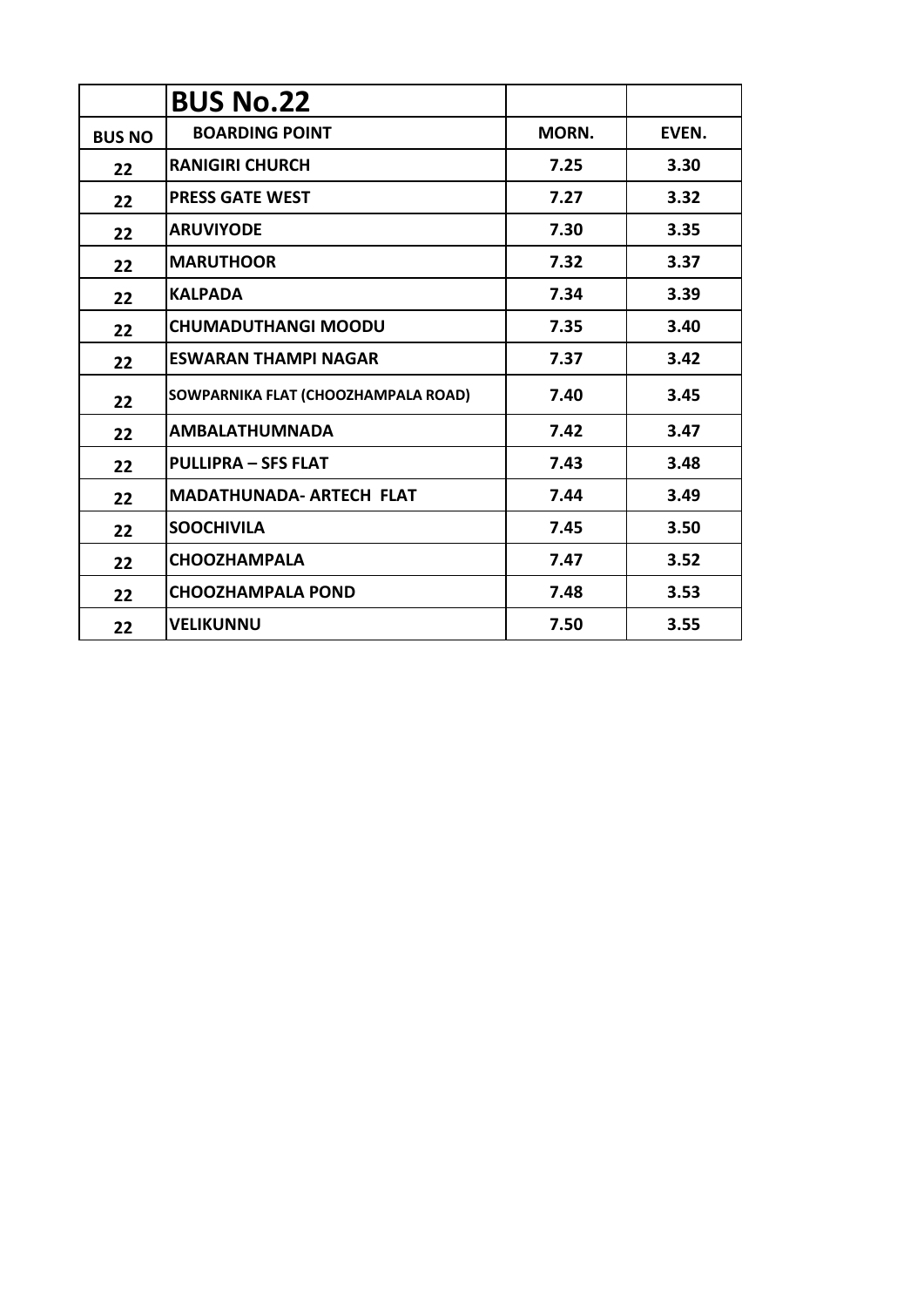| | **BUS No.22** | | |
|---|---|---|---|
| **BUS NO** | **BOARDING POINT** | **MORN.** | **EVEN.** |
| 22 | RANIGIRI CHURCH | 7.25 | 3.30 |
| 22 | PRESS GATE WEST | 7.27 | 3.32 |
| 22 | ARUVIYODE | 7.30 | 3.35 |
| 22 | MARUTHOOR | 7.32 | 3.37 |
| 22 | KALPADA | 7.34 | 3.39 |
| 22 | CHUMADUTHANGI MOODU | 7.35 | 3.40 |
| 22 | ESWARAN THAMPI NAGAR | 7.37 | 3.42 |
| 22 | SOWPARNIKA FLAT (CHOOZHAMPALA ROAD) | 7.40 | 3.45 |
| 22 | AMBALATHUMNADA | 7.42 | 3.47 |
| 22 | PULLIPRA – SFS FLAT | 7.43 | 3.48 |
| 22 | MADATHUNADA- ARTECH FLAT | 7.44 | 3.49 |
| 22 | SOOCHIVILA | 7.45 | 3.50 |
| 22 | CHOOZHAMPALA | 7.47 | 3.52 |
| 22 | CHOOZHAMPALA POND | 7.48 | 3.53 |
| 22 | VELIKUNNU | 7.50 | 3.55 |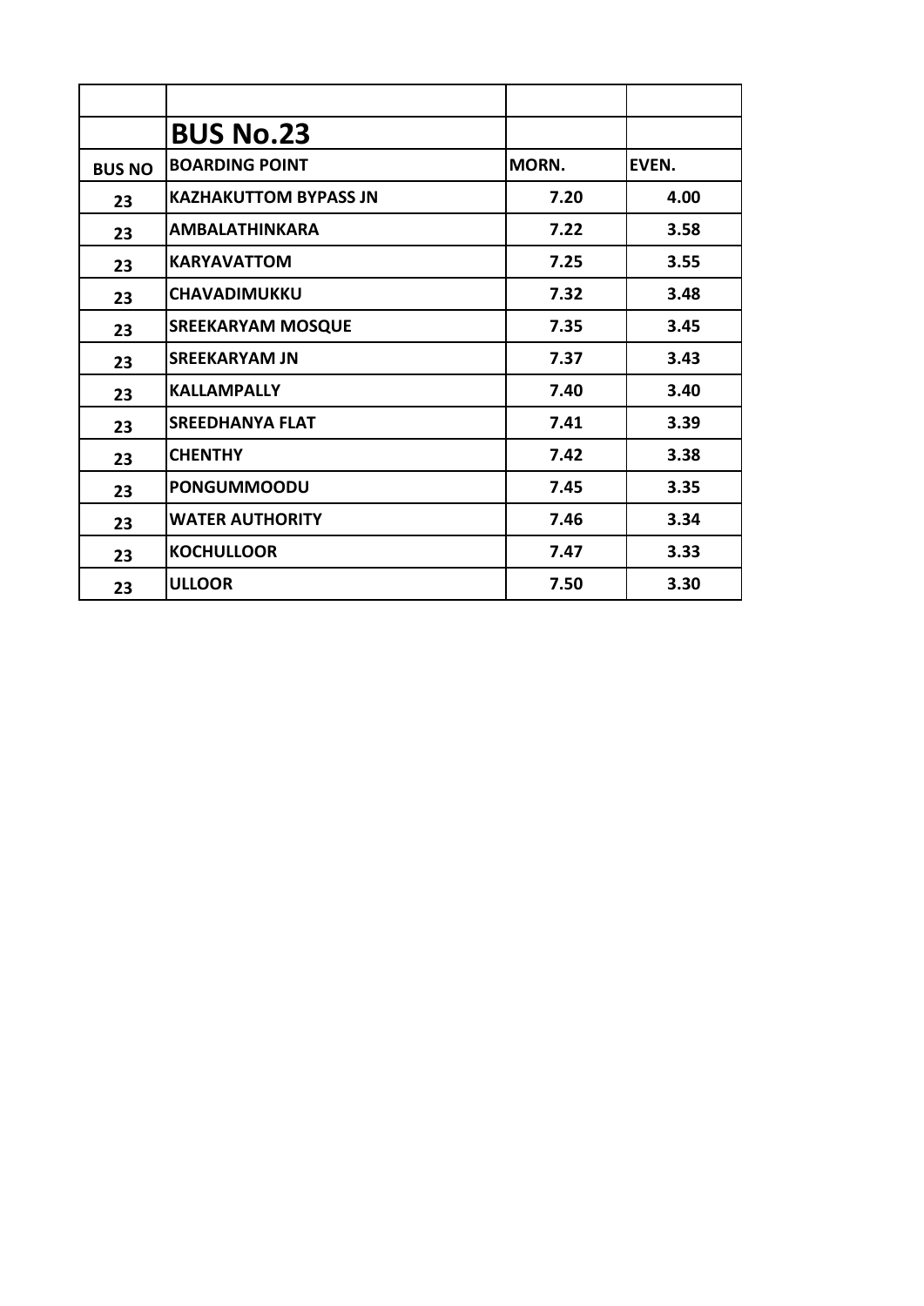## BUS No.23

| BUS NO | BOARDING POINT | MORN. | EVEN. |
|---|---|---|---|
| 23 | KAZHAKUTTOM BYPASS JN | 7.20 | 4.00 |
| 23 | AMBALATHINKARA | 7.22 | 3.58 |
| 23 | KARYAVATTOM | 7.25 | 3.55 |
| 23 | CHAVADIMUKKU | 7.32 | 3.48 |
| 23 | SREEKARYAM MOSQUE | 7.35 | 3.45 |
| 23 | SREEKARYAM JN | 7.37 | 3.43 |
| 23 | KALLAMPALLY | 7.40 | 3.40 |
| 23 | SREEDHANYA FLAT | 7.41 | 3.39 |
| 23 | CHENTHY | 7.42 | 3.38 |
| 23 | PONGUMMOODU | 7.45 | 3.35 |
| 23 | WATER AUTHORITY | 7.46 | 3.34 |
| 23 | KOCHULLOOR | 7.47 | 3.33 |
| 23 | ULLOOR | 7.50 | 3.30 |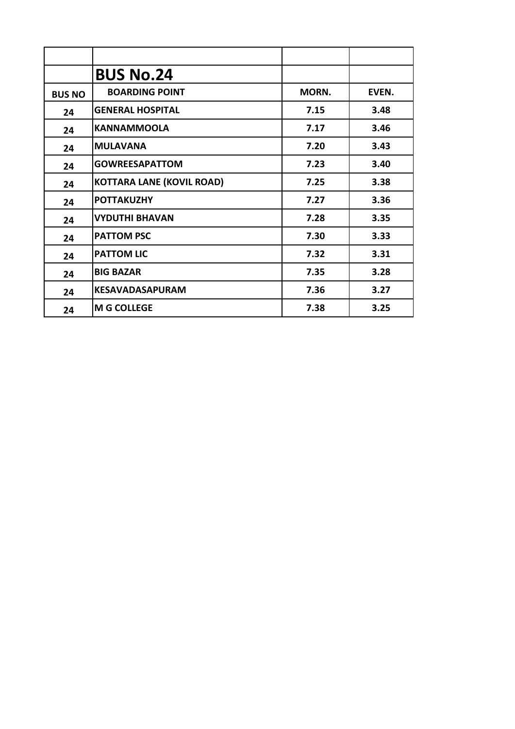| | | | |
|---|---|---|---|
| | **BUS No.24** | | |
| **BUS NO** | **BOARDING POINT** | **MORN.** | **EVEN.** |
| 24 | GENERAL HOSPITAL | 7.15 | 3.48 |
| 24 | KANNAMMOOLA | 7.17 | 3.46 |
| 24 | MULAVANA | 7.20 | 3.43 |
| 24 | GOWREESAPATTOM | 7.23 | 3.40 |
| 24 | KOTTARA LANE (KOVIL ROAD) | 7.25 | 3.38 |
| 24 | POTTAKUZHY | 7.27 | 3.36 |
| 24 | VYDUTHI BHAVAN | 7.28 | 3.35 |
| 24 | PATTOM PSC | 7.30 | 3.33 |
| 24 | PATTOM LIC | 7.32 | 3.31 |
| 24 | BIG BAZAR | 7.35 | 3.28 |
| 24 | KESAVADASAPURAM | 7.36 | 3.27 |
| 24 | M G COLLEGE | 7.38 | 3.25 |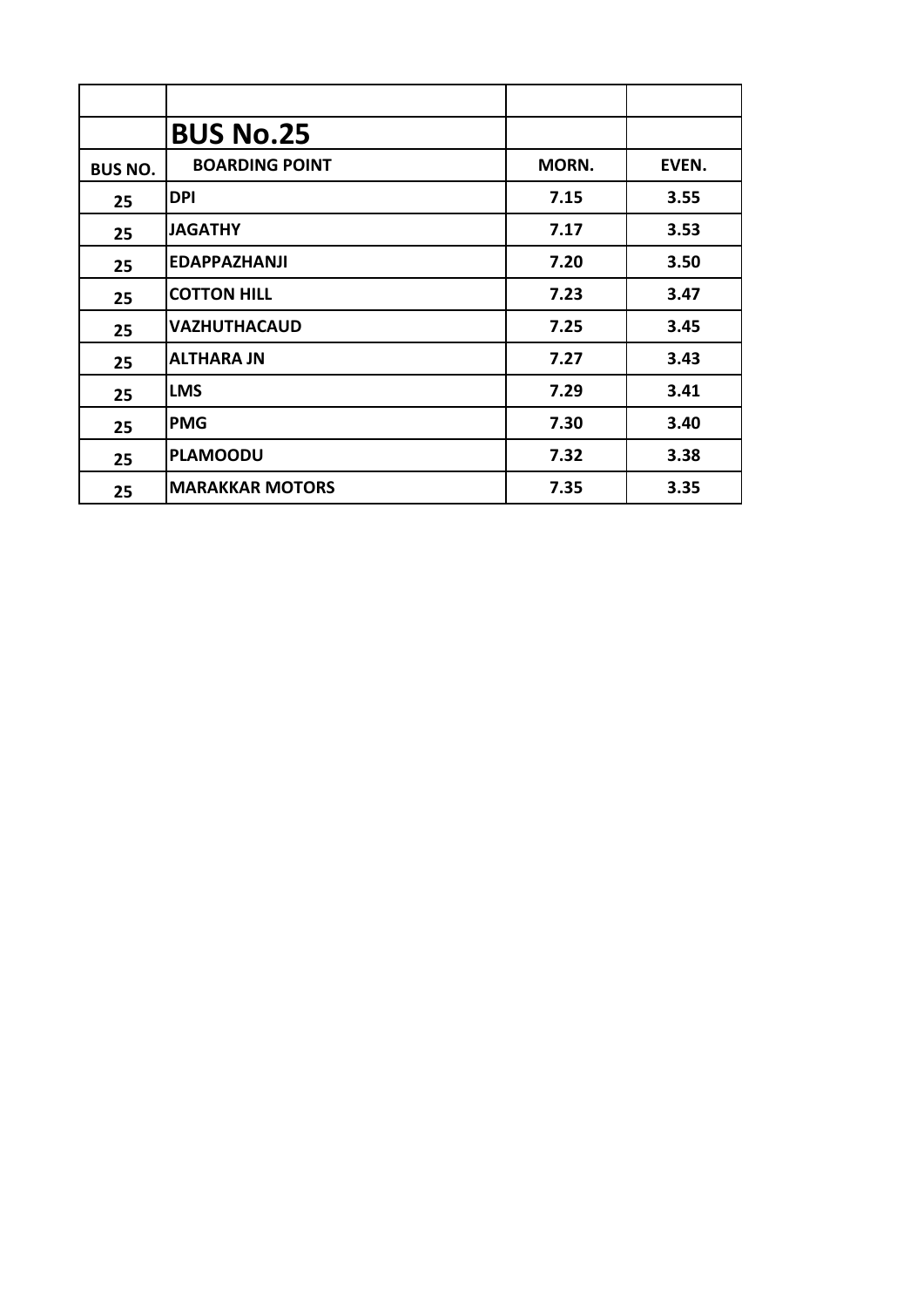| | | | |
|---|---|---|---|
| | **BUS No.25** | | |
| **BUS NO.** | **BOARDING POINT** | **MORN.** | **EVEN.** |
| **25** | **DPI** | **7.15** | **3.55** |
| **25** | **JAGATHY** | **7.17** | **3.53** |
| **25** | **EDAPPAZHANJI** | **7.20** | **3.50** |
| **25** | **COTTON HILL** | **7.23** | **3.47** |
| **25** | **VAZHUTHACAUD** | **7.25** | **3.45** |
| **25** | **ALTHARA JN** | **7.27** | **3.43** |
| **25** | **LMS** | **7.29** | **3.41** |
| **25** | **PMG** | **7.30** | **3.40** |
| **25** | **PLAMOODU** | **7.32** | **3.38** |
| **25** | **MARAKKAR MOTORS** | **7.35** | **3.35** |